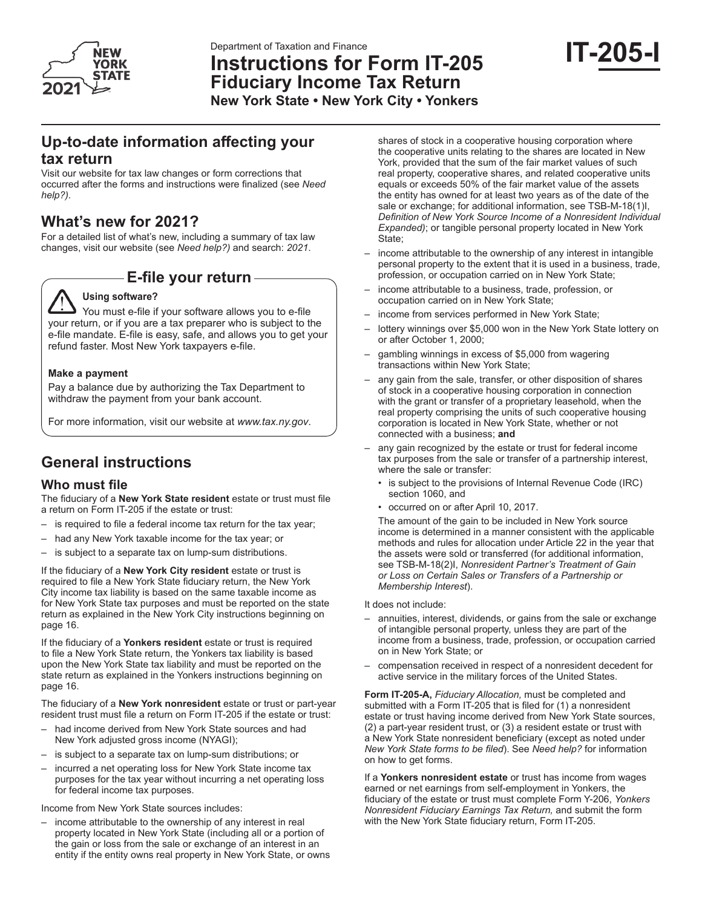Department of Taxation and Finance

# Instructions for Form IT-205 Fiduciary Income Tax Return

**New York State • New York City • Yonkers**

**IT-205-I**

## Up-to-date information affecting your tax return

Visit our website for tax law changes or form corrections that occurred after the forms and instructions were finalized (see *Need help?)*.

## What's new for 2021?

For a detailed list of what's new, including a summary of tax law changes, visit our website (see *Need help?)* and search: *2021*.

### E-file your return

**Using software?**

You must e-file if your software allows you to e-file your return, or if you are a tax preparer who is subject to the e-file mandate. E-file is easy, safe, and allows you to get your refund faster. Most New York taxpayers e-file.

**Make a payment**

Pay a balance due by authorizing the Tax Department to withdraw the payment from your bank account.

For more information, visit our website at *www.tax.ny.gov*.

## General instructions

### Who must file

The fiduciary of a **New York State resident** estate or trust must file a return on Form IT-205 if the estate or trust:

- is required to file a federal income tax return for the tax year;
- had any New York taxable income for the tax year; or
- is subject to a separate tax on lump-sum distributions.

If the fiduciary of a **New York City resident** estate or trust is required to file a New York State fiduciary return, the New York City income tax liability is based on the same taxable income as for New York State tax purposes and must be reported on the state return as explained in the New York City instructions beginning on page 16.

If the fiduciary of a **Yonkers resident** estate or trust is required to file a New York State return, the Yonkers tax liability is based upon the New York State tax liability and must be reported on the state return as explained in the Yonkers instructions beginning on page 16.

The fiduciary of a **New York nonresident** estate or trust or part-year resident trust must file a return on Form IT-205 if the estate or trust:

- had income derived from New York State sources and had New York adjusted gross income (NYAGI);
- is subject to a separate tax on lump-sum distributions; or
- incurred a net operating loss for New York State income tax purposes for the tax year without incurring a net operating loss for federal income tax purposes.

Income from New York State sources includes:

- income attributable to the ownership of any interest in real property located in New York State (including all or a portion of the gain or loss from the sale or exchange of an interest in an entity if the entity owns real property in New York State, or owns shares of stock in a cooperative housing corporation where the cooperative units relating to the shares are located in New York, provided that the sum of the fair market values of such real property, cooperative shares, and related cooperative units equals or exceeds 50% of the fair market value of the assets the entity has owned for at least two years as of the date of the sale or exchange; for additional information, see TSB-M-18(1)I, *Definition of New York Source Income of a Nonresident Individual Expanded)*; or tangible personal property located in New York State;
- income attributable to the ownership of any interest in intangible personal property to the extent that it is used in a business, trade, profession, or occupation carried on in New York State;
- income attributable to a business, trade, profession, or occupation carried on in New York State;
- income from services performed in New York State;
- lottery winnings over $5,000 won in the New York State lottery on or after October 1, 2000;
- gambling winnings in excess of $5,000 from wagering transactions within New York State;
- any gain from the sale, transfer, or other disposition of shares of stock in a cooperative housing corporation in connection with the grant or transfer of a proprietary leasehold, when the real property comprising the units of such cooperative housing corporation is located in New York State, whether or not connected with a business; **and**
- any gain recognized by the estate or trust for federal income tax purposes from the sale or transfer of a partnership interest, where the sale or transfer:
  - is subject to the provisions of Internal Revenue Code (IRC) section 1060, and
  - occurred on or after April 10, 2017.

  The amount of the gain to be included in New York source income is determined in a manner consistent with the applicable methods and rules for allocation under Article 22 in the year that the assets were sold or transferred (for additional information, see TSB-M-18(2)I, *Nonresident Partner's Treatment of Gain or Loss on Certain Sales or Transfers of a Partnership or Membership Interest*).

It does not include:

- annuities, interest, dividends, or gains from the sale or exchange of intangible personal property, unless they are part of the income from a business, trade, profession, or occupation carried on in New York State; or
- compensation received in respect of a nonresident decedent for active service in the military forces of the United States.

**Form IT-205-A,** *Fiduciary Allocation,* must be completed and submitted with a Form IT-205 that is filed for (1) a nonresident estate or trust having income derived from New York State sources, (2) a part-year resident trust, or (3) a resident estate or trust with a New York State nonresident beneficiary (except as noted under *New York State forms to be filed*). See *Need help?* for information on how to get forms.

If a **Yonkers nonresident estate** or trust has income from wages earned or net earnings from self-employment in Yonkers, the fiduciary of the estate or trust must complete Form Y-206, *Yonkers Nonresident Fiduciary Earnings Tax Return,* and submit the form with the New York State fiduciary return, Form IT-205.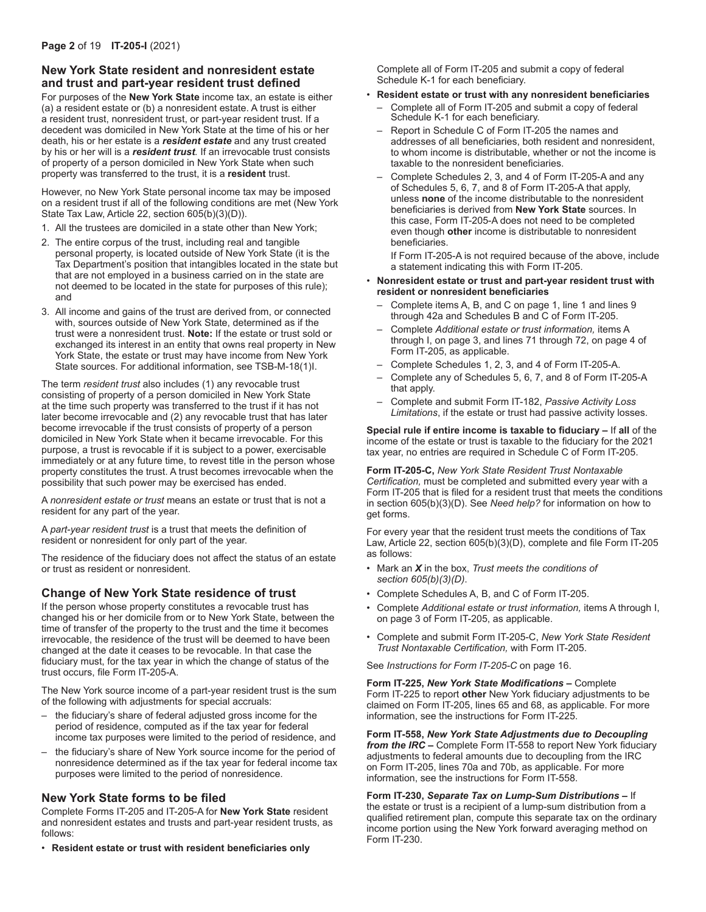## New York State resident and nonresident estate and trust and part-year resident trust defined

For purposes of the **New York State** income tax, an estate is either (a) a resident estate or (b) a nonresident estate. A trust is either a resident trust, nonresident trust, or part-year resident trust. If a decedent was domiciled in New York State at the time of his or her death, his or her estate is a ***resident estate*** and any trust created by his or her will is a ***resident trust***. If an irrevocable trust consists of property of a person domiciled in New York State when such property was transferred to the trust, it is a **resident** trust.

However, no New York State personal income tax may be imposed on a resident trust if all of the following conditions are met (New York State Tax Law, Article 22, section 605(b)(3)(D)).

1. All the trustees are domiciled in a state other than New York;
2. The entire corpus of the trust, including real and tangible personal property, is located outside of New York State (it is the Tax Department's position that intangibles located in the state but that are not employed in a business carried on in the state are not deemed to be located in the state for purposes of this rule); and
3. All income and gains of the trust are derived from, or connected with, sources outside of New York State, determined as if the trust were a nonresident trust. **Note:** If the estate or trust sold or exchanged its interest in an entity that owns real property in New York State, the estate or trust may have income from New York State sources. For additional information, see TSB-M-18(1)I.

The term *resident trust* also includes (1) any revocable trust consisting of property of a person domiciled in New York State at the time such property was transferred to the trust if it has not later become irrevocable and (2) any revocable trust that has later become irrevocable if the trust consists of property of a person domiciled in New York State when it became irrevocable. For this purpose, a trust is revocable if it is subject to a power, exercisable immediately or at any future time, to revest title in the person whose property constitutes the trust. A trust becomes irrevocable when the possibility that such power may be exercised has ended.

A *nonresident estate or trust* means an estate or trust that is not a resident for any part of the year.

A *part-year resident trust* is a trust that meets the definition of resident or nonresident for only part of the year.

The residence of the fiduciary does not affect the status of an estate or trust as resident or nonresident.

## Change of New York State residence of trust

If the person whose property constitutes a revocable trust has changed his or her domicile from or to New York State, between the time of transfer of the property to the trust and the time it becomes irrevocable, the residence of the trust will be deemed to have been changed at the date it ceases to be revocable. In that case the fiduciary must, for the tax year in which the change of status of the trust occurs, file Form IT-205-A.

The New York source income of a part-year resident trust is the sum of the following with adjustments for special accruals:

– the fiduciary's share of federal adjusted gross income for the period of residence, computed as if the tax year for federal income tax purposes were limited to the period of residence, and

– the fiduciary's share of New York source income for the period of nonresidence determined as if the tax year for federal income tax purposes were limited to the period of nonresidence.

## New York State forms to be filed

Complete Forms IT-205 and IT-205-A for **New York State** resident and nonresident estates and trusts and part-year resident trusts, as follows:

- **Resident estate or trust with resident beneficiaries only**

  Complete all of Form IT-205 and submit a copy of federal Schedule K-1 for each beneficiary.

- **Resident estate or trust with any nonresident beneficiaries**
  - Complete all of Form IT-205 and submit a copy of federal Schedule K-1 for each beneficiary.
  - Report in Schedule C of Form IT-205 the names and addresses of all beneficiaries, both resident and nonresident, to whom income is distributable, whether or not the income is taxable to the nonresident beneficiaries.
  - Complete Schedules 2, 3, and 4 of Form IT-205-A and any of Schedules 5, 6, 7, and 8 of Form IT-205-A that apply, unless **none** of the income distributable to the nonresident beneficiaries is derived from **New York State** sources. In this case, Form IT-205-A does not need to be completed even though **other** income is distributable to nonresident beneficiaries.

    If Form IT-205-A is not required because of the above, include a statement indicating this with Form IT-205.

- **Nonresident estate or trust and part-year resident trust with resident or nonresident beneficiaries**
  - Complete items A, B, and C on page 1, line 1 and lines 9 through 42a and Schedules B and C of Form IT-205.
  - Complete *Additional estate or trust information,* items A through I, on page 3, and lines 71 through 72, on page 4 of Form IT-205, as applicable.
  - Complete Schedules 1, 2, 3, and 4 of Form IT-205-A.
  - Complete any of Schedules 5, 6, 7, and 8 of Form IT-205-A that apply.
  - Complete and submit Form IT-182, *Passive Activity Loss Limitations*, if the estate or trust had passive activity losses.

**Special rule if entire income is taxable to fiduciary –** If **all** of the income of the estate or trust is taxable to the fiduciary for the 2021 tax year, no entries are required in Schedule C of Form IT-205.

**Form IT-205-C,** *New York State Resident Trust Nontaxable Certification,* must be completed and submitted every year with a Form IT-205 that is filed for a resident trust that meets the conditions in section 605(b)(3)(D). See *Need help?* for information on how to get forms.

For every year that the resident trust meets the conditions of Tax Law, Article 22, section 605(b)(3)(D), complete and file Form IT-205 as follows:

- Mark an ***X*** in the box, *Trust meets the conditions of section 605(b)(3)(D)*.
- Complete Schedules A, B, and C of Form IT-205.
- Complete *Additional estate or trust information,* items A through I, on page 3 of Form IT-205, as applicable.
- Complete and submit Form IT-205-C, *New York State Resident Trust Nontaxable Certification,* with Form IT-205.

See *Instructions for Form IT-205-C* on page 16.

**Form IT-225, *New York State Modifications* –** Complete Form IT-225 to report **other** New York fiduciary adjustments to be claimed on Form IT-205, lines 65 and 68, as applicable. For more information, see the instructions for Form IT-225.

**Form IT-558, *New York State Adjustments due to Decoupling from the IRC* –** Complete Form IT-558 to report New York fiduciary adjustments to federal amounts due to decoupling from the IRC on Form IT-205, lines 70a and 70b, as applicable. For more information, see the instructions for Form IT-558.

**Form IT-230, *Separate Tax on Lump-Sum Distributions* –** If the estate or trust is a recipient of a lump-sum distribution from a qualified retirement plan, compute this separate tax on the ordinary income portion using the New York forward averaging method on Form IT-230.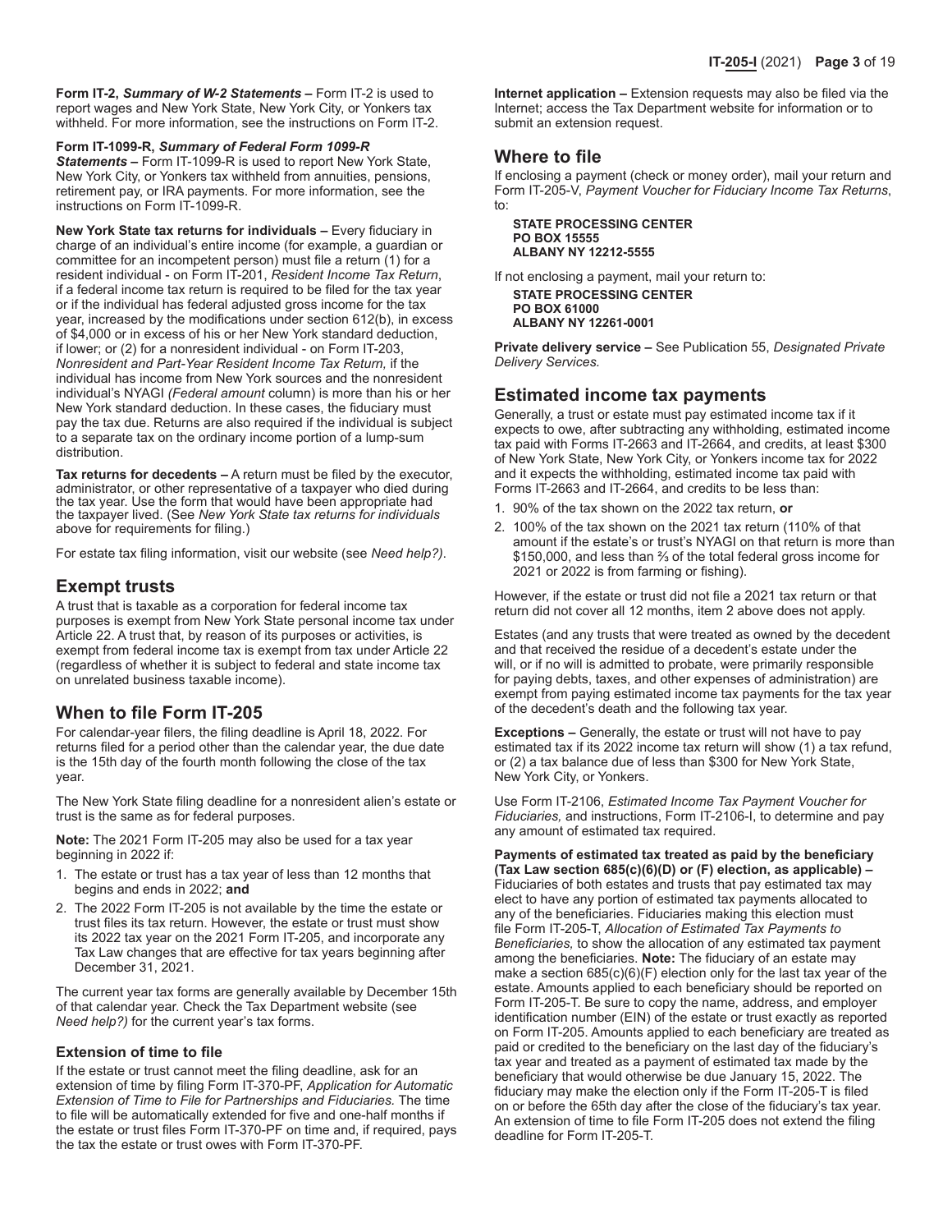**Form IT-2, *Summary of W-2 Statements* –** Form IT-2 is used to report wages and New York State, New York City, or Yonkers tax withheld. For more information, see the instructions on Form IT-2.

**Form IT-1099-R, *Summary of Federal Form 1099-R Statements* –** Form IT-1099-R is used to report New York State, New York City, or Yonkers tax withheld from annuities, pensions, retirement pay, or IRA payments. For more information, see the instructions on Form IT-1099-R.

**New York State tax returns for individuals –** Every fiduciary in charge of an individual's entire income (for example, a guardian or committee for an incompetent person) must file a return (1) for a resident individual - on Form IT-201, *Resident Income Tax Return*, if a federal income tax return is required to be filed for the tax year or if the individual has federal adjusted gross income for the tax year, increased by the modifications under section 612(b), in excess of $4,000 or in excess of his or her New York standard deduction, if lower; or (2) for a nonresident individual - on Form IT-203, *Nonresident and Part-Year Resident Income Tax Return,* if the individual has income from New York sources and the nonresident individual's NYAGI *(Federal amount* column) is more than his or her New York standard deduction. In these cases, the fiduciary must pay the tax due. Returns are also required if the individual is subject to a separate tax on the ordinary income portion of a lump-sum distribution.

**Tax returns for decedents –** A return must be filed by the executor, administrator, or other representative of a taxpayer who died during the tax year. Use the form that would have been appropriate had the taxpayer lived. (See *New York State tax returns for individuals* above for requirements for filing.)

For estate tax filing information, visit our website (see *Need help?)*.

## Exempt trusts

A trust that is taxable as a corporation for federal income tax purposes is exempt from New York State personal income tax under Article 22. A trust that, by reason of its purposes or activities, is exempt from federal income tax is exempt from tax under Article 22 (regardless of whether it is subject to federal and state income tax on unrelated business taxable income).

## When to file Form IT-205

For calendar-year filers, the filing deadline is April 18, 2022. For returns filed for a period other than the calendar year, the due date is the 15th day of the fourth month following the close of the tax year.

The New York State filing deadline for a nonresident alien's estate or trust is the same as for federal purposes.

**Note:** The 2021 Form IT-205 may also be used for a tax year beginning in 2022 if:

1. The estate or trust has a tax year of less than 12 months that begins and ends in 2022; **and**
2. The 2022 Form IT-205 is not available by the time the estate or trust files its tax return. However, the estate or trust must show its 2022 tax year on the 2021 Form IT-205, and incorporate any Tax Law changes that are effective for tax years beginning after December 31, 2021.

The current year tax forms are generally available by December 15th of that calendar year. Check the Tax Department website (see *Need help?)* for the current year's tax forms.

### Extension of time to file

If the estate or trust cannot meet the filing deadline, ask for an extension of time by filing Form IT-370-PF, *Application for Automatic Extension of Time to File for Partnerships and Fiduciaries.* The time to file will be automatically extended for five and one-half months if the estate or trust files Form IT-370-PF on time and, if required, pays the tax the estate or trust owes with Form IT-370-PF.

**Internet application –** Extension requests may also be filed via the Internet; access the Tax Department website for information or to submit an extension request.

## Where to file

If enclosing a payment (check or money order), mail your return and Form IT-205-V, *Payment Voucher for Fiduciary Income Tax Returns*, to:

**STATE PROCESSING CENTER**
**PO BOX 15555**
**ALBANY NY 12212-5555**

If not enclosing a payment, mail your return to:

**STATE PROCESSING CENTER**
**PO BOX 61000**
**ALBANY NY 12261-0001**

**Private delivery service –** See Publication 55, *Designated Private Delivery Services.*

## Estimated income tax payments

Generally, a trust or estate must pay estimated income tax if it expects to owe, after subtracting any withholding, estimated income tax paid with Forms IT-2663 and IT-2664, and credits, at least $300 of New York State, New York City, or Yonkers income tax for 2022 and it expects the withholding, estimated income tax paid with Forms IT-2663 and IT-2664, and credits to be less than:

1. 90% of the tax shown on the 2022 tax return, **or**
2. 100% of the tax shown on the 2021 tax return (110% of that amount if the estate's or trust's NYAGI on that return is more than $150,000, and less than ⅔ of the total federal gross income for 2021 or 2022 is from farming or fishing).

However, if the estate or trust did not file a 2021 tax return or that return did not cover all 12 months, item 2 above does not apply.

Estates (and any trusts that were treated as owned by the decedent and that received the residue of a decedent's estate under the will, or if no will is admitted to probate, were primarily responsible for paying debts, taxes, and other expenses of administration) are exempt from paying estimated income tax payments for the tax year of the decedent's death and the following tax year.

**Exceptions –** Generally, the estate or trust will not have to pay estimated tax if its 2022 income tax return will show (1) a tax refund, or (2) a tax balance due of less than $300 for New York State, New York City, or Yonkers.

Use Form IT-2106, *Estimated Income Tax Payment Voucher for Fiduciaries,* and instructions, Form IT-2106-I, to determine and pay any amount of estimated tax required.

**Payments of estimated tax treated as paid by the beneficiary (Tax Law section 685(c)(6)(D) or (F) election, as applicable) –** Fiduciaries of both estates and trusts that pay estimated tax may elect to have any portion of estimated tax payments allocated to any of the beneficiaries. Fiduciaries making this election must file Form IT-205-T, *Allocation of Estimated Tax Payments to Beneficiaries,* to show the allocation of any estimated tax payment among the beneficiaries. **Note:** The fiduciary of an estate may make a section 685(c)(6)(F) election only for the last tax year of the estate. Amounts applied to each beneficiary should be reported on Form IT-205-T. Be sure to copy the name, address, and employer identification number (EIN) of the estate or trust exactly as reported on Form IT-205. Amounts applied to each beneficiary are treated as paid or credited to the beneficiary on the last day of the fiduciary's tax year and treated as a payment of estimated tax made by the beneficiary that would otherwise be due January 15, 2022. The fiduciary may make the election only if the Form IT-205-T is filed on or before the 65th day after the close of the fiduciary's tax year. An extension of time to file Form IT-205 does not extend the filing deadline for Form IT-205-T.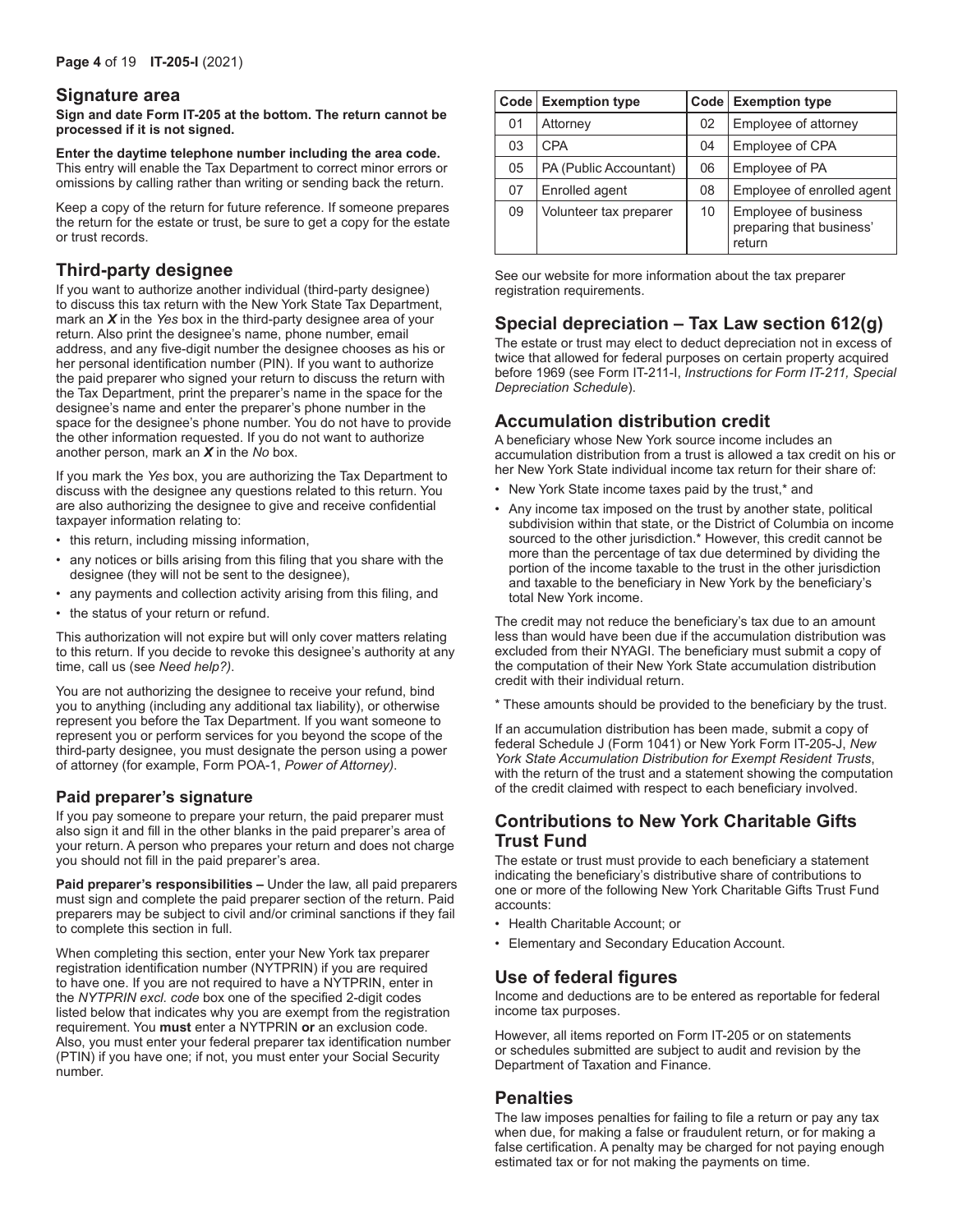## Signature area

**Sign and date Form IT-205 at the bottom. The return cannot be processed if it is not signed.**

**Enter the daytime telephone number including the area code.** This entry will enable the Tax Department to correct minor errors or omissions by calling rather than writing or sending back the return.

Keep a copy of the return for future reference. If someone prepares the return for the estate or trust, be sure to get a copy for the estate or trust records.

## Third-party designee

If you want to authorize another individual (third-party designee) to discuss this tax return with the New York State Tax Department, mark an ***X*** in the *Yes* box in the third-party designee area of your return. Also print the designee's name, phone number, email address, and any five-digit number the designee chooses as his or her personal identification number (PIN). If you want to authorize the paid preparer who signed your return to discuss the return with the Tax Department, print the preparer's name in the space for the designee's name and enter the preparer's phone number in the space for the designee's phone number. You do not have to provide the other information requested. If you do not want to authorize another person, mark an ***X*** in the *No* box.

If you mark the *Yes* box, you are authorizing the Tax Department to discuss with the designee any questions related to this return. You are also authorizing the designee to give and receive confidential taxpayer information relating to:

- this return, including missing information,
- any notices or bills arising from this filing that you share with the designee (they will not be sent to the designee),
- any payments and collection activity arising from this filing, and
- the status of your return or refund.

This authorization will not expire but will only cover matters relating to this return. If you decide to revoke this designee's authority at any time, call us (see *Need help?)*.

You are not authorizing the designee to receive your refund, bind you to anything (including any additional tax liability), or otherwise represent you before the Tax Department. If you want someone to represent you or perform services for you beyond the scope of the third-party designee, you must designate the person using a power of attorney (for example, Form POA-1, *Power of Attorney)*.

### Paid preparer's signature

If you pay someone to prepare your return, the paid preparer must also sign it and fill in the other blanks in the paid preparer's area of your return. A person who prepares your return and does not charge you should not fill in the paid preparer's area.

**Paid preparer's responsibilities –** Under the law, all paid preparers must sign and complete the paid preparer section of the return. Paid preparers may be subject to civil and/or criminal sanctions if they fail to complete this section in full.

When completing this section, enter your New York tax preparer registration identification number (NYTPRIN) if you are required to have one. If you are not required to have a NYTPRIN, enter in the *NYTPRIN excl. code* box one of the specified 2-digit codes listed below that indicates why you are exempt from the registration requirement. You **must** enter a NYTPRIN **or** an exclusion code. Also, you must enter your federal preparer tax identification number (PTIN) if you have one; if not, you must enter your Social Security number.

| Code | Exemption type | Code | Exemption type |
|---|---|---|---|
| 01 | Attorney | 02 | Employee of attorney |
| 03 | CPA | 04 | Employee of CPA |
| 05 | PA (Public Accountant) | 06 | Employee of PA |
| 07 | Enrolled agent | 08 | Employee of enrolled agent |
| 09 | Volunteer tax preparer | 10 | Employee of business preparing that business' return |

See our website for more information about the tax preparer registration requirements.

## Special depreciation – Tax Law section 612(g)

The estate or trust may elect to deduct depreciation not in excess of twice that allowed for federal purposes on certain property acquired before 1969 (see Form IT-211-I, *Instructions for Form IT-211, Special Depreciation Schedule*).

## Accumulation distribution credit

A beneficiary whose New York source income includes an accumulation distribution from a trust is allowed a tax credit on his or her New York State individual income tax return for their share of:

- New York State income taxes paid by the trust,* and
- Any income tax imposed on the trust by another state, political subdivision within that state, or the District of Columbia on income sourced to the other jurisdiction.* However, this credit cannot be more than the percentage of tax due determined by dividing the portion of the income taxable to the trust in the other jurisdiction and taxable to the beneficiary in New York by the beneficiary's total New York income.

The credit may not reduce the beneficiary's tax due to an amount less than would have been due if the accumulation distribution was excluded from their NYAGI. The beneficiary must submit a copy of the computation of their New York State accumulation distribution credit with their individual return.

* These amounts should be provided to the beneficiary by the trust.

If an accumulation distribution has been made, submit a copy of federal Schedule J (Form 1041) or New York Form IT-205-J, *New York State Accumulation Distribution for Exempt Resident Trusts*, with the return of the trust and a statement showing the computation of the credit claimed with respect to each beneficiary involved.

## Contributions to New York Charitable Gifts Trust Fund

The estate or trust must provide to each beneficiary a statement indicating the beneficiary's distributive share of contributions to one or more of the following New York Charitable Gifts Trust Fund accounts:

- Health Charitable Account; or
- Elementary and Secondary Education Account.

## Use of federal figures

Income and deductions are to be entered as reportable for federal income tax purposes.

However, all items reported on Form IT-205 or on statements or schedules submitted are subject to audit and revision by the Department of Taxation and Finance.

## Penalties

The law imposes penalties for failing to file a return or pay any tax when due, for making a false or fraudulent return, or for making a false certification. A penalty may be charged for not paying enough estimated tax or for not making the payments on time.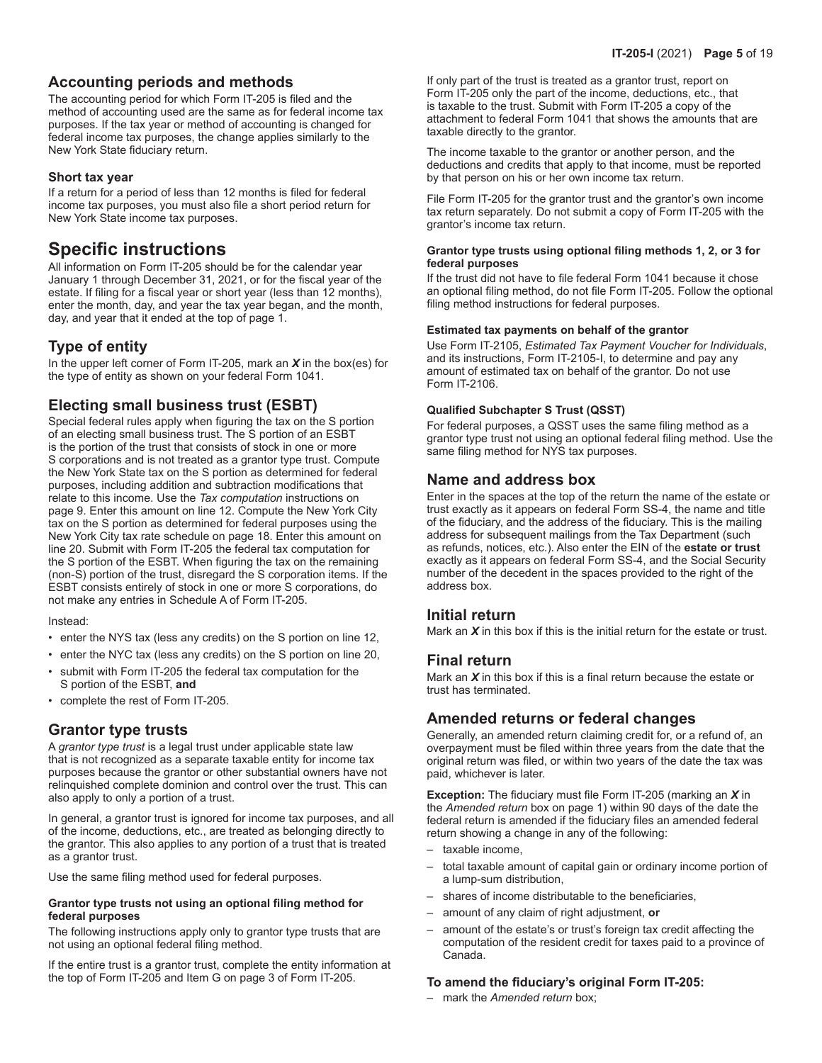## Accounting periods and methods

The accounting period for which Form IT-205 is filed and the method of accounting used are the same as for federal income tax purposes. If the tax year or method of accounting is changed for federal income tax purposes, the change applies similarly to the New York State fiduciary return.

### Short tax year

If a return for a period of less than 12 months is filed for federal income tax purposes, you must also file a short period return for New York State income tax purposes.

# Specific instructions

All information on Form IT-205 should be for the calendar year January 1 through December 31, 2021, or for the fiscal year of the estate. If filing for a fiscal year or short year (less than 12 months), enter the month, day, and year the tax year began, and the month, day, and year that it ended at the top of page 1.

## Type of entity

In the upper left corner of Form IT-205, mark an ***X*** in the box(es) for the type of entity as shown on your federal Form 1041.

## Electing small business trust (ESBT)

Special federal rules apply when figuring the tax on the S portion of an electing small business trust. The S portion of an ESBT is the portion of the trust that consists of stock in one or more S corporations and is not treated as a grantor type trust. Compute the New York State tax on the S portion as determined for federal purposes, including addition and subtraction modifications that relate to this income. Use the *Tax computation* instructions on page 9. Enter this amount on line 12. Compute the New York City tax on the S portion as determined for federal purposes using the New York City tax rate schedule on page 18. Enter this amount on line 20. Submit with Form IT-205 the federal tax computation for the S portion of the ESBT. When figuring the tax on the remaining (non-S) portion of the trust, disregard the S corporation items. If the ESBT consists entirely of stock in one or more S corporations, do not make any entries in Schedule A of Form IT-205.

Instead:

- enter the NYS tax (less any credits) on the S portion on line 12,
- enter the NYC tax (less any credits) on the S portion on line 20,
- submit with Form IT-205 the federal tax computation for the S portion of the ESBT, **and**
- complete the rest of Form IT-205.

## Grantor type trusts

A *grantor type trust* is a legal trust under applicable state law that is not recognized as a separate taxable entity for income tax purposes because the grantor or other substantial owners have not relinquished complete dominion and control over the trust. This can also apply to only a portion of a trust.

In general, a grantor trust is ignored for income tax purposes, and all of the income, deductions, etc., are treated as belonging directly to the grantor. This also applies to any portion of a trust that is treated as a grantor trust.

Use the same filing method used for federal purposes.

#### Grantor type trusts not using an optional filing method for federal purposes

The following instructions apply only to grantor type trusts that are not using an optional federal filing method.

If the entire trust is a grantor trust, complete the entity information at the top of Form IT-205 and Item G on page 3 of Form IT-205.

If only part of the trust is treated as a grantor trust, report on Form IT-205 only the part of the income, deductions, etc., that is taxable to the trust. Submit with Form IT-205 a copy of the attachment to federal Form 1041 that shows the amounts that are taxable directly to the grantor.

The income taxable to the grantor or another person, and the deductions and credits that apply to that income, must be reported by that person on his or her own income tax return.

File Form IT-205 for the grantor trust and the grantor's own income tax return separately. Do not submit a copy of Form IT-205 with the grantor's income tax return.

#### Grantor type trusts using optional filing methods 1, 2, or 3 for federal purposes

If the trust did not have to file federal Form 1041 because it chose an optional filing method, do not file Form IT-205. Follow the optional filing method instructions for federal purposes.

#### Estimated tax payments on behalf of the grantor

Use Form IT-2105, *Estimated Tax Payment Voucher for Individuals*, and its instructions, Form IT-2105-I, to determine and pay any amount of estimated tax on behalf of the grantor. Do not use Form IT-2106.

#### Qualified Subchapter S Trust (QSST)

For federal purposes, a QSST uses the same filing method as a grantor type trust not using an optional federal filing method. Use the same filing method for NYS tax purposes.

## Name and address box

Enter in the spaces at the top of the return the name of the estate or trust exactly as it appears on federal Form SS-4, the name and title of the fiduciary, and the address of the fiduciary. This is the mailing address for subsequent mailings from the Tax Department (such as refunds, notices, etc.). Also enter the EIN of the **estate or trust** exactly as it appears on federal Form SS-4, and the Social Security number of the decedent in the spaces provided to the right of the address box.

## Initial return

Mark an ***X*** in this box if this is the initial return for the estate or trust.

## Final return

Mark an ***X*** in this box if this is a final return because the estate or trust has terminated.

## Amended returns or federal changes

Generally, an amended return claiming credit for, or a refund of, an overpayment must be filed within three years from the date that the original return was filed, or within two years of the date the tax was paid, whichever is later.

**Exception:** The fiduciary must file Form IT-205 (marking an ***X*** in the *Amended return* box on page 1) within 90 days of the date the federal return is amended if the fiduciary files an amended federal return showing a change in any of the following:

- taxable income,
- total taxable amount of capital gain or ordinary income portion of a lump-sum distribution,
- shares of income distributable to the beneficiaries,
- amount of any claim of right adjustment, **or**
- amount of the estate's or trust's foreign tax credit affecting the computation of the resident credit for taxes paid to a province of Canada.

### To amend the fiduciary's original Form IT-205:

- mark the *Amended return* box;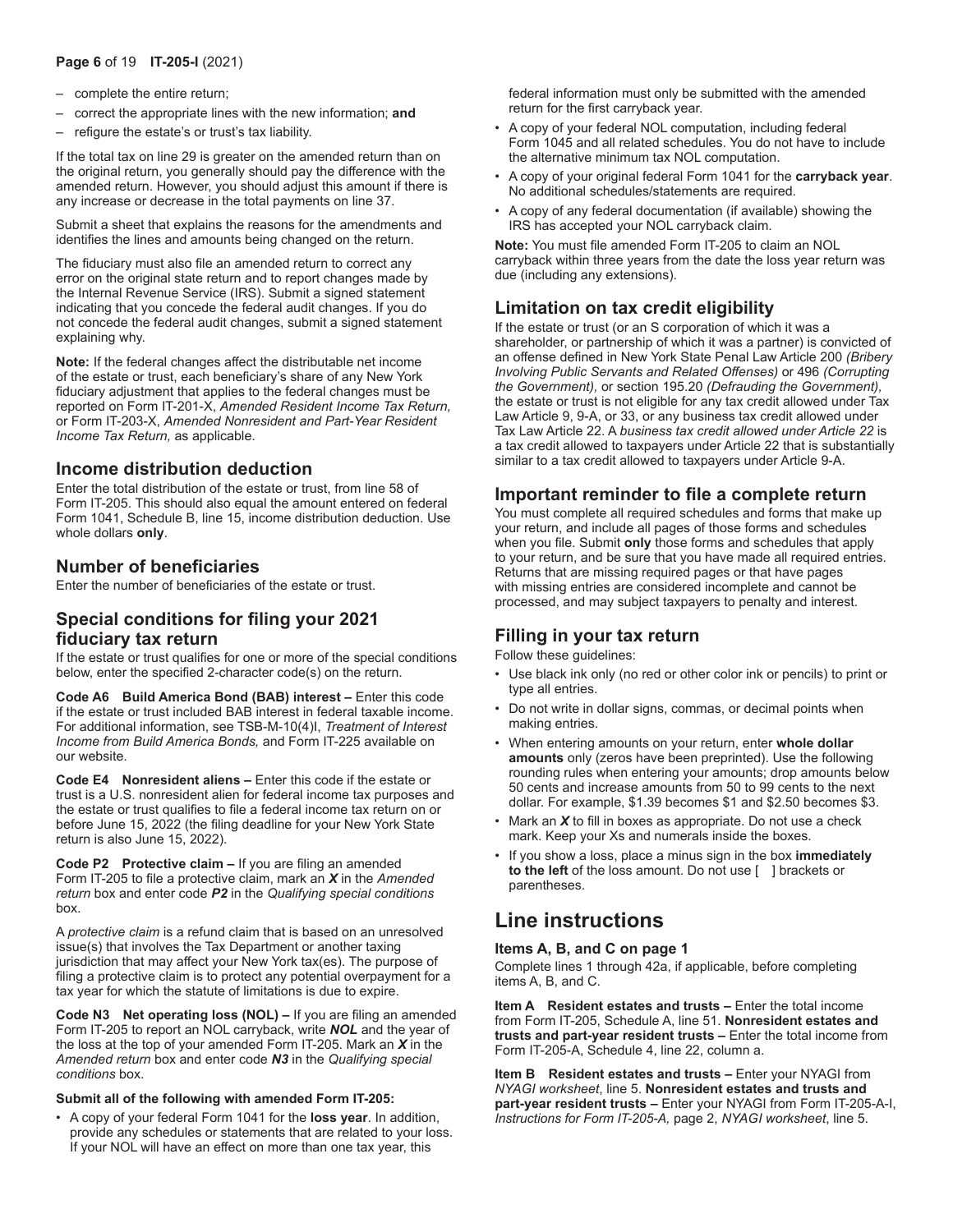– complete the entire return;
– correct the appropriate lines with the new information; **and**
– refigure the estate's or trust's tax liability.

If the total tax on line 29 is greater on the amended return than on the original return, you generally should pay the difference with the amended return. However, you should adjust this amount if there is any increase or decrease in the total payments on line 37.

Submit a sheet that explains the reasons for the amendments and identifies the lines and amounts being changed on the return.

The fiduciary must also file an amended return to correct any error on the original state return and to report changes made by the Internal Revenue Service (IRS). Submit a signed statement indicating that you concede the federal audit changes. If you do not concede the federal audit changes, submit a signed statement explaining why.

**Note:** If the federal changes affect the distributable net income of the estate or trust, each beneficiary's share of any New York fiduciary adjustment that applies to the federal changes must be reported on Form IT-201-X, *Amended Resident Income Tax Return,* or Form IT-203-X, *Amended Nonresident and Part-Year Resident Income Tax Return,* as applicable.

## Income distribution deduction

Enter the total distribution of the estate or trust, from line 58 of Form IT-205. This should also equal the amount entered on federal Form 1041, Schedule B, line 15, income distribution deduction. Use whole dollars **only**.

## Number of beneficiaries

Enter the number of beneficiaries of the estate or trust.

## Special conditions for filing your 2021 fiduciary tax return

If the estate or trust qualifies for one or more of the special conditions below, enter the specified 2-character code(s) on the return.

**Code A6 Build America Bond (BAB) interest –** Enter this code if the estate or trust included BAB interest in federal taxable income. For additional information, see TSB-M-10(4)I, *Treatment of Interest Income from Build America Bonds,* and Form IT-225 available on our website.

**Code E4 Nonresident aliens –** Enter this code if the estate or trust is a U.S. nonresident alien for federal income tax purposes and the estate or trust qualifies to file a federal income tax return on or before June 15, 2022 (the filing deadline for your New York State return is also June 15, 2022).

**Code P2 Protective claim –** If you are filing an amended Form IT-205 to file a protective claim, mark an ***X*** in the *Amended return* box and enter code ***P2*** in the *Qualifying special conditions* box.

A *protective claim* is a refund claim that is based on an unresolved issue(s) that involves the Tax Department or another taxing jurisdiction that may affect your New York tax(es). The purpose of filing a protective claim is to protect any potential overpayment for a tax year for which the statute of limitations is due to expire.

**Code N3 Net operating loss (NOL) –** If you are filing an amended Form IT-205 to report an NOL carryback, write ***NOL*** and the year of the loss at the top of your amended Form IT-205. Mark an ***X*** in the *Amended return* box and enter code ***N3*** in the *Qualifying special conditions* box.

**Submit all of the following with amended Form IT-205:**

- A copy of your federal Form 1041 for the **loss year**. In addition, provide any schedules or statements that are related to your loss. If your NOL will have an effect on more than one tax year, this federal information must only be submitted with the amended return for the first carryback year.
- A copy of your federal NOL computation, including federal Form 1045 and all related schedules. You do not have to include the alternative minimum tax NOL computation.
- A copy of your original federal Form 1041 for the **carryback year**. No additional schedules/statements are required.
- A copy of any federal documentation (if available) showing the IRS has accepted your NOL carryback claim.

**Note:** You must file amended Form IT-205 to claim an NOL carryback within three years from the date the loss year return was due (including any extensions).

## Limitation on tax credit eligibility

If the estate or trust (or an S corporation of which it was a shareholder, or partnership of which it was a partner) is convicted of an offense defined in New York State Penal Law Article 200 *(Bribery Involving Public Servants and Related Offenses)* or 496 *(Corrupting the Government),* or section 195.20 *(Defrauding the Government),* the estate or trust is not eligible for any tax credit allowed under Tax Law Article 9, 9-A, or 33, or any business tax credit allowed under Tax Law Article 22. A *business tax credit allowed under Article 22* is a tax credit allowed to taxpayers under Article 22 that is substantially similar to a tax credit allowed to taxpayers under Article 9-A.

## Important reminder to file a complete return

You must complete all required schedules and forms that make up your return, and include all pages of those forms and schedules when you file. Submit **only** those forms and schedules that apply to your return, and be sure that you have made all required entries. Returns that are missing required pages or that have pages with missing entries are considered incomplete and cannot be processed, and may subject taxpayers to penalty and interest.

## Filling in your tax return

Follow these guidelines:

- Use black ink only (no red or other color ink or pencils) to print or type all entries.
- Do not write in dollar signs, commas, or decimal points when making entries.
- When entering amounts on your return, enter **whole dollar amounts** only (zeros have been preprinted). Use the following rounding rules when entering your amounts; drop amounts below 50 cents and increase amounts from 50 to 99 cents to the next dollar. For example, $1.39 becomes $1 and $2.50 becomes $3.
- Mark an ***X*** to fill in boxes as appropriate. Do not use a check mark. Keep your Xs and numerals inside the boxes.
- If you show a loss, place a minus sign in the box **immediately to the left** of the loss amount. Do not use [ ] brackets or parentheses.

# Line instructions

### Items A, B, and C on page 1

Complete lines 1 through 42a, if applicable, before completing items A, B, and C.

**Item A Resident estates and trusts –** Enter the total income from Form IT-205, Schedule A, line 51. **Nonresident estates and trusts and part-year resident trusts –** Enter the total income from Form IT-205-A, Schedule 4, line 22, column a.

**Item B Resident estates and trusts –** Enter your NYAGI from *NYAGI worksheet*, line 5. **Nonresident estates and trusts and part-year resident trusts –** Enter your NYAGI from Form IT-205-A-I, *Instructions for Form IT-205-A,* page 2, *NYAGI worksheet*, line 5.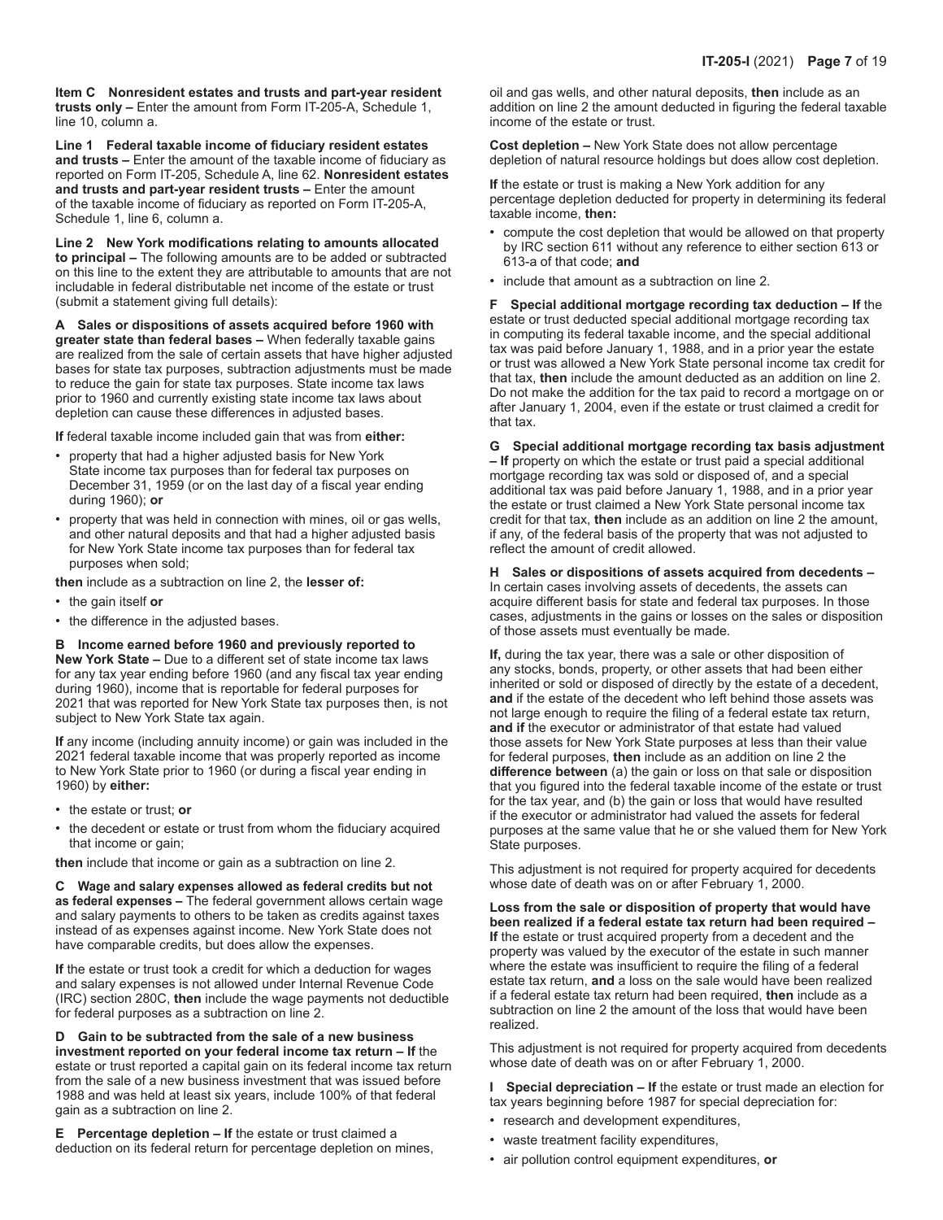**Item C Nonresident estates and trusts and part-year resident trusts only –** Enter the amount from Form IT-205-A, Schedule 1, line 10, column a.

**Line 1 Federal taxable income of fiduciary resident estates and trusts –** Enter the amount of the taxable income of fiduciary as reported on Form IT-205, Schedule A, line 62. **Nonresident estates and trusts and part-year resident trusts –** Enter the amount of the taxable income of fiduciary as reported on Form IT-205-A, Schedule 1, line 6, column a.

**Line 2 New York modifications relating to amounts allocated to principal –** The following amounts are to be added or subtracted on this line to the extent they are attributable to amounts that are not includable in federal distributable net income of the estate or trust (submit a statement giving full details):

**A Sales or dispositions of assets acquired before 1960 with greater state than federal bases –** When federally taxable gains are realized from the sale of certain assets that have higher adjusted bases for state tax purposes, subtraction adjustments must be made to reduce the gain for state tax purposes. State income tax laws prior to 1960 and currently existing state income tax laws about depletion can cause these differences in adjusted bases.

**If** federal taxable income included gain that was from **either:**

- property that had a higher adjusted basis for New York State income tax purposes than for federal tax purposes on December 31, 1959 (or on the last day of a fiscal year ending during 1960); **or**
- property that was held in connection with mines, oil or gas wells, and other natural deposits and that had a higher adjusted basis for New York State income tax purposes than for federal tax purposes when sold;

**then** include as a subtraction on line 2, the **lesser of:**

- the gain itself **or**
- the difference in the adjusted bases.

**B Income earned before 1960 and previously reported to New York State –** Due to a different set of state income tax laws for any tax year ending before 1960 (and any fiscal tax year ending during 1960), income that is reportable for federal purposes for 2021 that was reported for New York State tax purposes then, is not subject to New York State tax again.

**If** any income (including annuity income) or gain was included in the 2021 federal taxable income that was properly reported as income to New York State prior to 1960 (or during a fiscal year ending in 1960) by **either:**

- the estate or trust; **or**
- the decedent or estate or trust from whom the fiduciary acquired that income or gain;

**then** include that income or gain as a subtraction on line 2.

**C Wage and salary expenses allowed as federal credits but not as federal expenses –** The federal government allows certain wage and salary payments to others to be taken as credits against taxes instead of as expenses against income. New York State does not have comparable credits, but does allow the expenses.

**If** the estate or trust took a credit for which a deduction for wages and salary expenses is not allowed under Internal Revenue Code (IRC) section 280C, **then** include the wage payments not deductible for federal purposes as a subtraction on line 2.

**D Gain to be subtracted from the sale of a new business investment reported on your federal income tax return – If** the estate or trust reported a capital gain on its federal income tax return from the sale of a new business investment that was issued before 1988 and was held at least six years, include 100% of that federal gain as a subtraction on line 2.

**E Percentage depletion – If** the estate or trust claimed a deduction on its federal return for percentage depletion on mines, oil and gas wells, and other natural deposits, **then** include as an addition on line 2 the amount deducted in figuring the federal taxable income of the estate or trust.

**Cost depletion –** New York State does not allow percentage depletion of natural resource holdings but does allow cost depletion.

**If** the estate or trust is making a New York addition for any percentage depletion deducted for property in determining its federal taxable income, **then:**

- compute the cost depletion that would be allowed on that property by IRC section 611 without any reference to either section 613 or 613-a of that code; **and**
- include that amount as a subtraction on line 2.

**F Special additional mortgage recording tax deduction – If** the estate or trust deducted special additional mortgage recording tax in computing its federal taxable income, and the special additional tax was paid before January 1, 1988, and in a prior year the estate or trust was allowed a New York State personal income tax credit for that tax, **then** include the amount deducted as an addition on line 2. Do not make the addition for the tax paid to record a mortgage on or after January 1, 2004, even if the estate or trust claimed a credit for that tax.

**G Special additional mortgage recording tax basis adjustment – If** property on which the estate or trust paid a special additional mortgage recording tax was sold or disposed of, and a special additional tax was paid before January 1, 1988, and in a prior year the estate or trust claimed a New York State personal income tax credit for that tax, **then** include as an addition on line 2 the amount, if any, of the federal basis of the property that was not adjusted to reflect the amount of credit allowed.

**H Sales or dispositions of assets acquired from decedents –** In certain cases involving assets of decedents, the assets can acquire different basis for state and federal tax purposes. In those cases, adjustments in the gains or losses on the sales or disposition of those assets must eventually be made.

**If,** during the tax year, there was a sale or other disposition of any stocks, bonds, property, or other assets that had been either inherited or sold or disposed of directly by the estate of a decedent, **and** if the estate of the decedent who left behind those assets was not large enough to require the filing of a federal estate tax return, **and if** the executor or administrator of that estate had valued those assets for New York State purposes at less than their value for federal purposes, **then** include as an addition on line 2 the **difference between** (a) the gain or loss on that sale or disposition that you figured into the federal taxable income of the estate or trust for the tax year, and (b) the gain or loss that would have resulted if the executor or administrator had valued the assets for federal purposes at the same value that he or she valued them for New York State purposes.

This adjustment is not required for property acquired for decedents whose date of death was on or after February 1, 2000.

**Loss from the sale or disposition of property that would have been realized if a federal estate tax return had been required – If** the estate or trust acquired property from a decedent and the property was valued by the executor of the estate in such manner where the estate was insufficient to require the filing of a federal estate tax return, **and** a loss on the sale would have been realized if a federal estate tax return had been required, **then** include as a subtraction on line 2 the amount of the loss that would have been realized.

This adjustment is not required for property acquired from decedents whose date of death was on or after February 1, 2000.

**I Special depreciation – If** the estate or trust made an election for tax years beginning before 1987 for special depreciation for:

- research and development expenditures,
- waste treatment facility expenditures,
- air pollution control equipment expenditures, **or**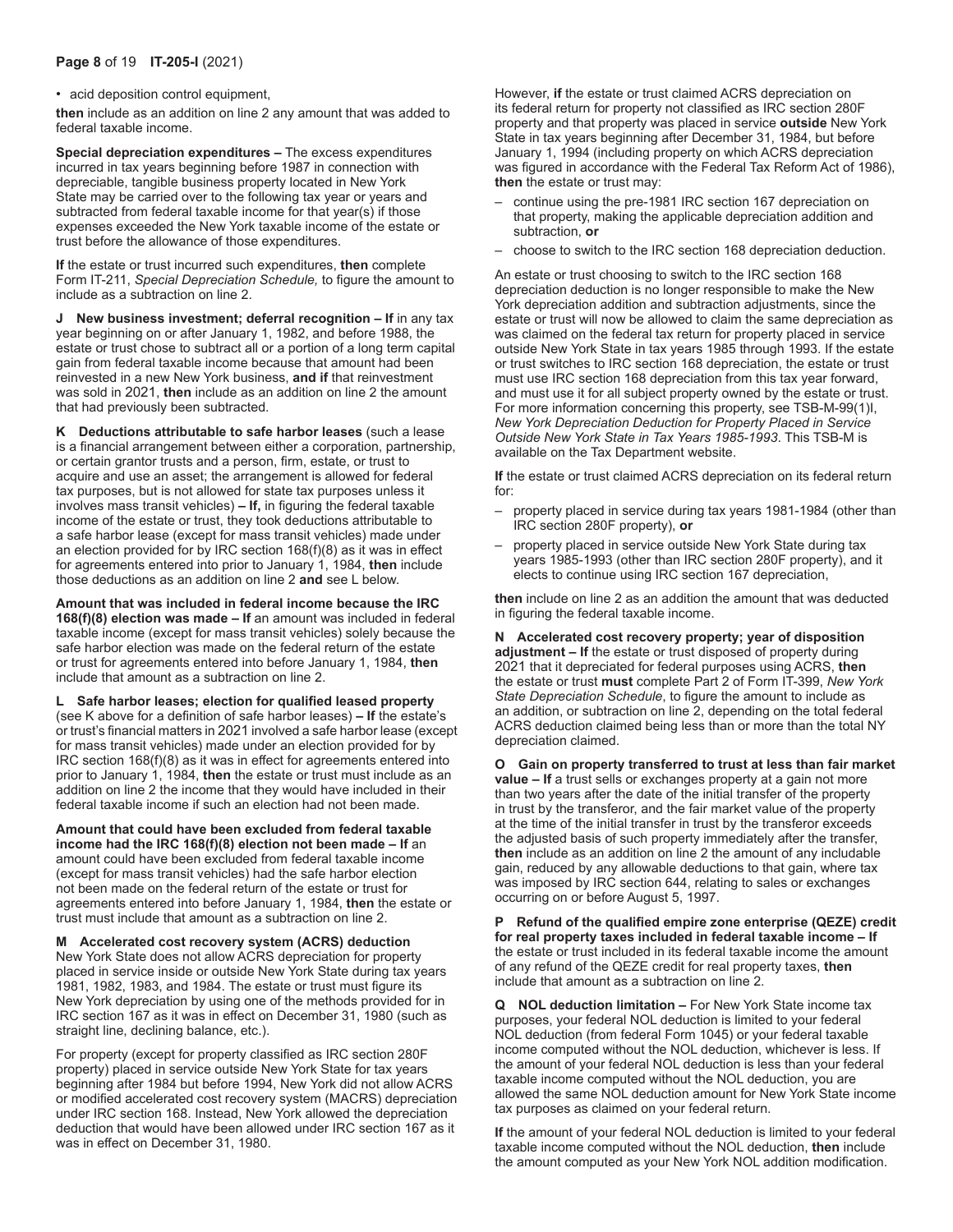- acid deposition control equipment,

**then** include as an addition on line 2 any amount that was added to federal taxable income.

**Special depreciation expenditures –** The excess expenditures incurred in tax years beginning before 1987 in connection with depreciable, tangible business property located in New York State may be carried over to the following tax year or years and subtracted from federal taxable income for that year(s) if those expenses exceeded the New York taxable income of the estate or trust before the allowance of those expenditures.

**If** the estate or trust incurred such expenditures, **then** complete Form IT-211, *Special Depreciation Schedule,* to figure the amount to include as a subtraction on line 2.

**J New business investment; deferral recognition – If** in any tax year beginning on or after January 1, 1982, and before 1988, the estate or trust chose to subtract all or a portion of a long term capital gain from federal taxable income because that amount had been reinvested in a new New York business, **and if** that reinvestment was sold in 2021, **then** include as an addition on line 2 the amount that had previously been subtracted.

**K Deductions attributable to safe harbor leases** (such a lease is a financial arrangement between either a corporation, partnership, or certain grantor trusts and a person, firm, estate, or trust to acquire and use an asset; the arrangement is allowed for federal tax purposes, but is not allowed for state tax purposes unless it involves mass transit vehicles) **– If,** in figuring the federal taxable income of the estate or trust, they took deductions attributable to a safe harbor lease (except for mass transit vehicles) made under an election provided for by IRC section 168(f)(8) as it was in effect for agreements entered into prior to January 1, 1984, **then** include those deductions as an addition on line 2 **and** see L below.

**Amount that was included in federal income because the IRC 168(f)(8) election was made – If** an amount was included in federal taxable income (except for mass transit vehicles) solely because the safe harbor election was made on the federal return of the estate or trust for agreements entered into before January 1, 1984, **then** include that amount as a subtraction on line 2.

**L Safe harbor leases; election for qualified leased property** (see K above for a definition of safe harbor leases) **– If** the estate's or trust's financial matters in 2021 involved a safe harbor lease (except for mass transit vehicles) made under an election provided for by IRC section 168(f)(8) as it was in effect for agreements entered into prior to January 1, 1984, **then** the estate or trust must include as an addition on line 2 the income that they would have included in their federal taxable income if such an election had not been made.

**Amount that could have been excluded from federal taxable income had the IRC 168(f)(8) election not been made – If** an amount could have been excluded from federal taxable income (except for mass transit vehicles) had the safe harbor election not been made on the federal return of the estate or trust for agreements entered into before January 1, 1984, **then** the estate or trust must include that amount as a subtraction on line 2.

**M Accelerated cost recovery system (ACRS) deduction**
New York State does not allow ACRS depreciation for property placed in service inside or outside New York State during tax years 1981, 1982, 1983, and 1984. The estate or trust must figure its New York depreciation by using one of the methods provided for in IRC section 167 as it was in effect on December 31, 1980 (such as straight line, declining balance, etc.).

For property (except for property classified as IRC section 280F property) placed in service outside New York State for tax years beginning after 1984 but before 1994, New York did not allow ACRS or modified accelerated cost recovery system (MACRS) depreciation under IRC section 168. Instead, New York allowed the depreciation deduction that would have been allowed under IRC section 167 as it was in effect on December 31, 1980.

However, **if** the estate or trust claimed ACRS depreciation on its federal return for property not classified as IRC section 280F property and that property was placed in service **outside** New York State in tax years beginning after December 31, 1984, but before January 1, 1994 (including property on which ACRS depreciation was figured in accordance with the Federal Tax Reform Act of 1986), **then** the estate or trust may:

– continue using the pre-1981 IRC section 167 depreciation on that property, making the applicable depreciation addition and subtraction, **or**

– choose to switch to the IRC section 168 depreciation deduction.

An estate or trust choosing to switch to the IRC section 168 depreciation deduction is no longer responsible to make the New York depreciation addition and subtraction adjustments, since the estate or trust will now be allowed to claim the same depreciation as was claimed on the federal tax return for property placed in service outside New York State in tax years 1985 through 1993. If the estate or trust switches to IRC section 168 depreciation, the estate or trust must use IRC section 168 depreciation from this tax year forward, and must use it for all subject property owned by the estate or trust. For more information concerning this property, see TSB-M-99(1)I, *New York Depreciation Deduction for Property Placed in Service Outside New York State in Tax Years 1985-1993*. This TSB-M is available on the Tax Department website.

**If** the estate or trust claimed ACRS depreciation on its federal return for:

– property placed in service during tax years 1981-1984 (other than IRC section 280F property), **or**

– property placed in service outside New York State during tax years 1985-1993 (other than IRC section 280F property), and it elects to continue using IRC section 167 depreciation,

**then** include on line 2 as an addition the amount that was deducted in figuring the federal taxable income.

**N Accelerated cost recovery property; year of disposition adjustment – If** the estate or trust disposed of property during 2021 that it depreciated for federal purposes using ACRS, **then** the estate or trust **must** complete Part 2 of Form IT-399, *New York State Depreciation Schedule*, to figure the amount to include as an addition, or subtraction on line 2, depending on the total federal ACRS deduction claimed being less than or more than the total NY depreciation claimed.

**O Gain on property transferred to trust at less than fair market value – If** a trust sells or exchanges property at a gain not more than two years after the date of the initial transfer of the property in trust by the transferor, and the fair market value of the property at the time of the initial transfer in trust by the transferor exceeds the adjusted basis of such property immediately after the transfer, **then** include as an addition on line 2 the amount of any includable gain, reduced by any allowable deductions to that gain, where tax was imposed by IRC section 644, relating to sales or exchanges occurring on or before August 5, 1997.

**P Refund of the qualified empire zone enterprise (QEZE) credit for real property taxes included in federal taxable income – If** the estate or trust included in its federal taxable income the amount of any refund of the QEZE credit for real property taxes, **then** include that amount as a subtraction on line 2.

**Q NOL deduction limitation –** For New York State income tax purposes, your federal NOL deduction is limited to your federal NOL deduction (from federal Form 1045) or your federal taxable income computed without the NOL deduction, whichever is less. If the amount of your federal NOL deduction is less than your federal taxable income computed without the NOL deduction, you are allowed the same NOL deduction amount for New York State income tax purposes as claimed on your federal return.

**If** the amount of your federal NOL deduction is limited to your federal taxable income computed without the NOL deduction, **then** include the amount computed as your New York NOL addition modification.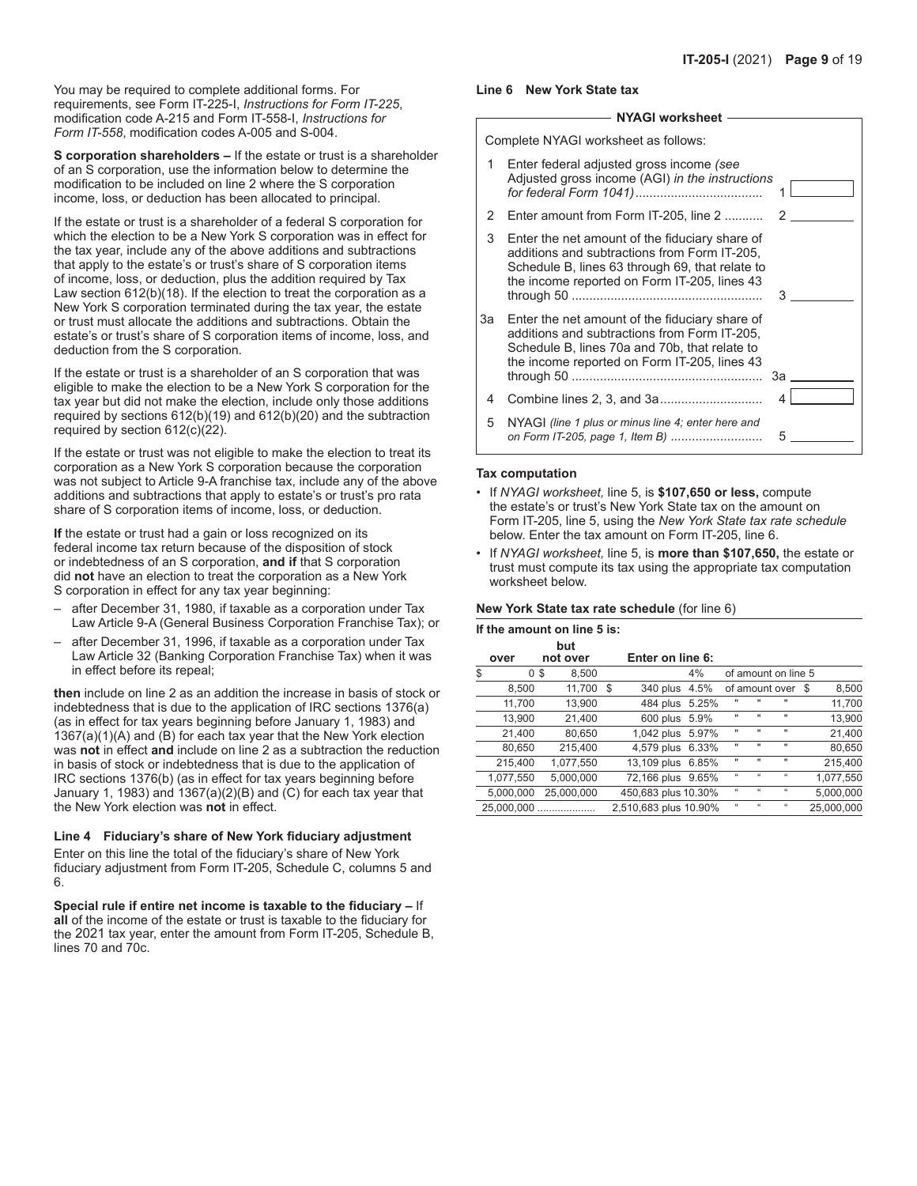You may be required to complete additional forms. For requirements, see Form IT-225-I, *Instructions for Form IT-225*, modification code A-215 and Form IT-558-I, *Instructions for Form IT-558*, modification codes A-005 and S-004.

**S corporation shareholders –** If the estate or trust is a shareholder of an S corporation, use the information below to determine the modification to be included on line 2 where the S corporation income, loss, or deduction has been allocated to principal.

If the estate or trust is a shareholder of a federal S corporation for which the election to be a New York S corporation was in effect for the tax year, include any of the above additions and subtractions that apply to the estate's or trust's share of S corporation items of income, loss, or deduction, plus the addition required by Tax Law section 612(b)(18). If the election to treat the corporation as a New York S corporation terminated during the tax year, the estate or trust must allocate the additions and subtractions. Obtain the estate's or trust's share of S corporation items of income, loss, and deduction from the S corporation.

If the estate or trust is a shareholder of an S corporation that was eligible to make the election to be a New York S corporation for the tax year but did not make the election, include only those additions required by sections 612(b)(19) and 612(b)(20) and the subtraction required by section 612(c)(22).

If the estate or trust was not eligible to make the election to treat its corporation as a New York S corporation because the corporation was not subject to Article 9-A franchise tax, include any of the above additions and subtractions that apply to estate's or trust's pro rata share of S corporation items of income, loss, or deduction.

**If** the estate or trust had a gain or loss recognized on its federal income tax return because of the disposition of stock or indebtedness of an S corporation, **and if** that S corporation did **not** have an election to treat the corporation as a New York S corporation in effect for any tax year beginning:

- after December 31, 1980, if taxable as a corporation under Tax Law Article 9-A (General Business Corporation Franchise Tax); or
- after December 31, 1996, if taxable as a corporation under Tax Law Article 32 (Banking Corporation Franchise Tax) when it was in effect before its repeal;

**then** include on line 2 as an addition the increase in basis of stock or indebtedness that is due to the application of IRC sections 1376(a) (as in effect for tax years beginning before January 1, 1983) and 1367(a)(1)(A) and (B) for each tax year that the New York election was **not** in effect **and** include on line 2 as a subtraction the reduction in basis of stock or indebtedness that is due to the application of IRC sections 1376(b) (as in effect for tax years beginning before January 1, 1983) and 1367(a)(2)(B) and (C) for each tax year that the New York election was **not** in effect.

### Line 4 Fiduciary's share of New York fiduciary adjustment

Enter on this line the total of the fiduciary's share of New York fiduciary adjustment from Form IT-205, Schedule C, columns 5 and 6.

**Special rule if entire net income is taxable to the fiduciary –** If **all** of the income of the estate or trust is taxable to the fiduciary for the 2021 tax year, enter the amount from Form IT-205, Schedule B, lines 70 and 70c.

### Line 6 New York State tax

**NYAGI worksheet**

Complete NYAGI worksheet as follows:

| | | | |
|---|---|---|---|
| 1 | Enter federal adjusted gross income *(see Adjusted gross income (AGI) in the instructions for federal Form 1041)* | 1 | |
| 2 | Enter amount from Form IT-205, line 2 | 2 | |
| 3 | Enter the net amount of the fiduciary share of additions and subtractions from Form IT-205, Schedule B, lines 63 through 69, that relate to the income reported on Form IT-205, lines 43 through 50 | 3 | |
| 3a | Enter the net amount of the fiduciary share of additions and subtractions from Form IT-205, Schedule B, lines 70a and 70b, that relate to the income reported on Form IT-205, lines 43 through 50 | 3a | |
| 4 | Combine lines 2, 3, and 3a | 4 | |
| 5 | NYAGI *(line 1 plus or minus line 4; enter here and on Form IT-205, page 1, Item B)* | 5 | |

**Tax computation**

- If *NYAGI worksheet,* line 5, is **$107,650 or less,** compute the estate's or trust's New York State tax on the amount on Form IT-205, line 5, using the *New York State tax rate schedule* below. Enter the tax amount on Form IT-205, line 6.
- If *NYAGI worksheet,* line 5, is **more than $107,650,** the estate or trust must compute its tax using the appropriate tax computation worksheet below.

**New York State tax rate schedule** (for line 6)

**If the amount on line 5 is:**

| over | but not over | Enter on line 6: | | |
|---|---|---|---|---|
| $ 0 | $ 8,500 | | 4% | of amount on line 5 |
| 8,500 | 11,700 | $ 340 plus | 4.5% | of amount over $ 8,500 |
| 11,700 | 13,900 | 484 plus | 5.25% | " " " 11,700 |
| 13,900 | 21,400 | 600 plus | 5.9% | " " " 13,900 |
| 21,400 | 80,650 | 1,042 plus | 5.97% | " " " 21,400 |
| 80,650 | 215,400 | 4,579 plus | 6.33% | " " " 80,650 |
| 215,400 | 1,077,550 | 13,109 plus | 6.85% | " " " 215,400 |
| 1,077,550 | 5,000,000 | 72,166 plus | 9.65% | " " " 1,077,550 |
| 5,000,000 | 25,000,000 | 450,683 plus | 10.30% | " " " 5,000,000 |
| 25,000,000 | ................... | 2,510,683 plus | 10.90% | " " " 25,000,000 |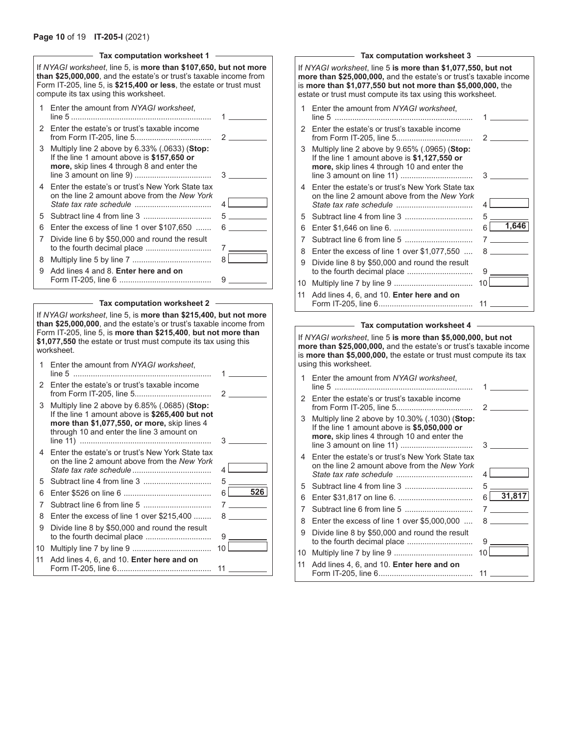### Tax computation worksheet 1

If *NYAGI worksheet*, line 5, is **more than $107,650, but not more than $25,000,000**, and the estate's or trust's taxable income from Form IT-205, line 5, is **$215,400 or less**, the estate or trust must compute its tax using this worksheet.

| | | | |
|---|---|---|---|
| 1 | Enter the amount from *NYAGI worksheet*, line 5 | 1 | |
| 2 | Enter the estate's or trust's taxable income from Form IT-205, line 5 | 2 | |
| 3 | Multiply line 2 above by 6.33% (.0633) (**Stop:** If the line 1 amount above is **$157,650 or more,** skip lines 4 through 8 and enter the line 3 amount on line 9) | 3 | |
| 4 | Enter the estate's or trust's New York State tax on the line 2 amount above from the *New York State tax rate schedule* | 4 | |
| 5 | Subtract line 4 from line 3 | 5 | |
| 6 | Enter the excess of line 1 over $107,650 | 6 | |
| 7 | Divide line 6 by $50,000 and round the result to the fourth decimal place | 7 | |
| 8 | Multiply line 5 by line 7 | 8 | |
| 9 | Add lines 4 and 8. **Enter here and on** Form IT-205, line 6 | 9 | |

### Tax computation worksheet 2

If *NYAGI worksheet*, line 5, is **more than $215,400, but not more than $25,000,000**, and the estate's or trust's taxable income from Form IT-205, line 5, is **more than $215,400**, **but not more than $1,077,550** the estate or trust must compute its tax using this worksheet.

| | | | |
|---|---|---|---|
| 1 | Enter the amount from *NYAGI worksheet*, line 5 | 1 | |
| 2 | Enter the estate's or trust's taxable income from Form IT-205, line 5 | 2 | |
| 3 | Multiply line 2 above by 6.85% (.0685) (**Stop:** If the line 1 amount above is **$265,400 but not more than $1,077,550, or more,** skip lines 4 through 10 and enter the line 3 amount on line 11) | 3 | |
| 4 | Enter the estate's or trust's New York State tax on the line 2 amount above from the *New York State tax rate schedule* | 4 | |
| 5 | Subtract line 4 from line 3 | 5 | |
| 6 | Enter $526 on line 6 | 6 | 526 |
| 7 | Subtract line 6 from line 5 | 7 | |
| 8 | Enter the excess of line 1 over $215,400 | 8 | |
| 9 | Divide line 8 by $50,000 and round the result to the fourth decimal place | 9 | |
| 10 | Multiply line 7 by line 9 | 10 | |
| 11 | Add lines 4, 6, and 10. **Enter here and on** Form IT-205, line 6 | 11 | |

### Tax computation worksheet 3

If *NYAGI worksheet*, line 5 **is more than $1,077,550, but not more than $25,000,000,** and the estate's or trust's taxable income is **more than $1,077,550 but not more than $5,000,000,** the estate or trust must compute its tax using this worksheet.

| | | | |
|---|---|---|---|
| 1 | Enter the amount from *NYAGI worksheet*, line 5 | 1 | |
| 2 | Enter the estate's or trust's taxable income from Form IT-205, line 5 | 2 | |
| 3 | Multiply line 2 above by 9.65% (.0965) (**Stop:** If the line 1 amount above is **$1,127,550 or more,** skip lines 4 through 10 and enter the line 3 amount on line 11) | 3 | |
| 4 | Enter the estate's or trust's New York State tax on the line 2 amount above from the *New York State tax rate schedule* | 4 | |
| 5 | Subtract line 4 from line 3 | 5 | |
| 6 | Enter $1,646 on line 6. | 6 | 1,646 |
| 7 | Subtract line 6 from line 5 | 7 | |
| 8 | Enter the excess of line 1 over $1,077,550 | 8 | |
| 9 | Divide line 8 by $50,000 and round the result to the fourth decimal place | 9 | |
| 10 | Multiply line 7 by line 9 | 10 | |
| 11 | Add lines 4, 6, and 10. **Enter here and on** Form IT-205, line 6 | 11 | |

### Tax computation worksheet 4

If *NYAGI worksheet*, line 5 **is more than $5,000,000, but not more than $25,000,000,** and the estate's or trust's taxable income is **more than $5,000,000,** the estate or trust must compute its tax using this worksheet.

| | | | |
|---|---|---|---|
| 1 | Enter the amount from *NYAGI worksheet*, line 5 | 1 | |
| 2 | Enter the estate's or trust's taxable income from Form IT-205, line 5 | 2 | |
| 3 | Multiply line 2 above by 10.30% (.1030) (**Stop:** If the line 1 amount above is **$5,050,000 or more,** skip lines 4 through 10 and enter the line 3 amount on line 11) | 3 | |
| 4 | Enter the estate's or trust's New York State tax on the line 2 amount above from the *New York State tax rate schedule* | 4 | |
| 5 | Subtract line 4 from line 3 | 5 | |
| 6 | Enter $31,817 on line 6. | 6 | 31,817 |
| 7 | Subtract line 6 from line 5 | 7 | |
| 8 | Enter the excess of line 1 over $5,000,000 | 8 | |
| 9 | Divide line 8 by $50,000 and round the result to the fourth decimal place | 9 | |
| 10 | Multiply line 7 by line 9 | 10 | |
| 11 | Add lines 4, 6, and 10. **Enter here and on** Form IT-205, line 6 | 11 | |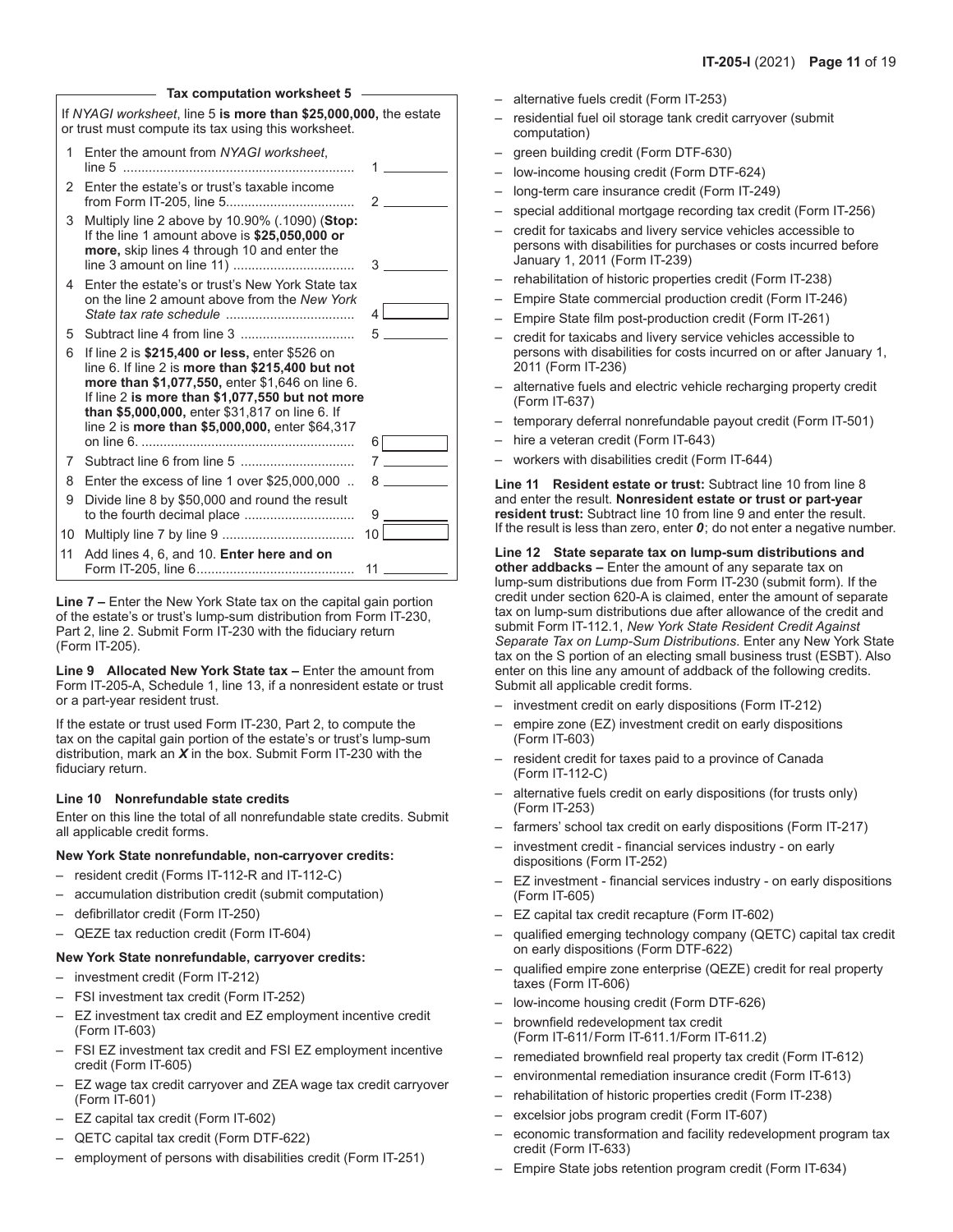### Tax computation worksheet 5

If *NYAGI worksheet*, line 5 **is more than $25,000,000,** the estate or trust must compute its tax using this worksheet.

| | | | |
|---|---|---|---|
| 1 | Enter the amount from *NYAGI worksheet*, line 5 | 1 | |
| 2 | Enter the estate's or trust's taxable income from Form IT-205, line 5 | 2 | |
| 3 | Multiply line 2 above by 10.90% (.1090) (**Stop:** If the line 1 amount above is **$25,050,000 or more,** skip lines 4 through 10 and enter the line 3 amount on line 11) | 3 | |
| 4 | Enter the estate's or trust's New York State tax on the line 2 amount above from the *New York State tax rate schedule* | 4 | |
| 5 | Subtract line 4 from line 3 | 5 | |
| 6 | If line 2 is **$215,400 or less,** enter $526 on line 6. If line 2 is **more than $215,400 but not more than $1,077,550,** enter $1,646 on line 6. If line 2 **is more than $1,077,550 but not more than $5,000,000,** enter $31,817 on line 6. If line 2 is **more than $5,000,000,** enter $64,317 on line 6. | 6 | |
| 7 | Subtract line 6 from line 5 | 7 | |
| 8 | Enter the excess of line 1 over $25,000,000 | 8 | |
| 9 | Divide line 8 by $50,000 and round the result to the fourth decimal place | 9 | |
| 10 | Multiply line 7 by line 9 | 10 | |
| 11 | Add lines 4, 6, and 10. **Enter here and on** Form IT-205, line 6 | 11 | |

**Line 7 –** Enter the New York State tax on the capital gain portion of the estate's or trust's lump-sum distribution from Form IT-230, Part 2, line 2. Submit Form IT-230 with the fiduciary return (Form IT-205).

**Line 9 Allocated New York State tax –** Enter the amount from Form IT-205-A, Schedule 1, line 13, if a nonresident estate or trust or a part-year resident trust.

If the estate or trust used Form IT-230, Part 2, to compute the tax on the capital gain portion of the estate's or trust's lump-sum distribution, mark an ***X*** in the box. Submit Form IT-230 with the fiduciary return.

#### Line 10 Nonrefundable state credits

Enter on this line the total of all nonrefundable state credits. Submit all applicable credit forms.

**New York State nonrefundable, non-carryover credits:**

- resident credit (Forms IT-112-R and IT-112-C)
- accumulation distribution credit (submit computation)
- defibrillator credit (Form IT-250)
- QEZE tax reduction credit (Form IT-604)

**New York State nonrefundable, carryover credits:**

- investment credit (Form IT-212)
- FSI investment tax credit (Form IT-252)
- EZ investment tax credit and EZ employment incentive credit (Form IT-603)
- FSI EZ investment tax credit and FSI EZ employment incentive credit (Form IT-605)
- EZ wage tax credit carryover and ZEA wage tax credit carryover (Form IT-601)
- EZ capital tax credit (Form IT-602)
- QETC capital tax credit (Form DTF-622)
- employment of persons with disabilities credit (Form IT-251)
- alternative fuels credit (Form IT-253)
- residential fuel oil storage tank credit carryover (submit computation)
- green building credit (Form DTF-630)
- low-income housing credit (Form DTF-624)
- long-term care insurance credit (Form IT-249)
- special additional mortgage recording tax credit (Form IT-256)
- credit for taxicabs and livery service vehicles accessible to persons with disabilities for purchases or costs incurred before January 1, 2011 (Form IT-239)
- rehabilitation of historic properties credit (Form IT-238)
- Empire State commercial production credit (Form IT-246)
- Empire State film post-production credit (Form IT-261)
- credit for taxicabs and livery service vehicles accessible to persons with disabilities for costs incurred on or after January 1, 2011 (Form IT-236)
- alternative fuels and electric vehicle recharging property credit (Form IT-637)
- temporary deferral nonrefundable payout credit (Form IT-501)
- hire a veteran credit (Form IT-643)
- workers with disabilities credit (Form IT-644)

**Line 11 Resident estate or trust:** Subtract line 10 from line 8 and enter the result. **Nonresident estate or trust or part-year resident trust:** Subtract line 10 from line 9 and enter the result. If the result is less than zero, enter ***0***; do not enter a negative number.

**Line 12 State separate tax on lump-sum distributions and other addbacks –** Enter the amount of any separate tax on lump-sum distributions due from Form IT-230 (submit form). If the credit under section 620-A is claimed, enter the amount of separate tax on lump-sum distributions due after allowance of the credit and submit Form IT-112.1, *New York State Resident Credit Against Separate Tax on Lump-Sum Distributions*. Enter any New York State tax on the S portion of an electing small business trust (ESBT). Also enter on this line any amount of addback of the following credits. Submit all applicable credit forms.

- investment credit on early dispositions (Form IT-212)
- empire zone (EZ) investment credit on early dispositions (Form IT-603)
- resident credit for taxes paid to a province of Canada (Form IT-112-C)
- alternative fuels credit on early dispositions (for trusts only) (Form IT-253)
- farmers' school tax credit on early dispositions (Form IT-217)
- investment credit - financial services industry - on early dispositions (Form IT-252)
- EZ investment - financial services industry - on early dispositions (Form IT-605)
- EZ capital tax credit recapture (Form IT-602)
- qualified emerging technology company (QETC) capital tax credit on early dispositions (Form DTF-622)
- qualified empire zone enterprise (QEZE) credit for real property taxes (Form IT-606)
- low-income housing credit (Form DTF-626)
- brownfield redevelopment tax credit (Form IT-611/Form IT-611.1/Form IT-611.2)
- remediated brownfield real property tax credit (Form IT-612)
- environmental remediation insurance credit (Form IT-613)
- rehabilitation of historic properties credit (Form IT-238)
- excelsior jobs program credit (Form IT-607)
- economic transformation and facility redevelopment program tax credit (Form IT-633)
- Empire State jobs retention program credit (Form IT-634)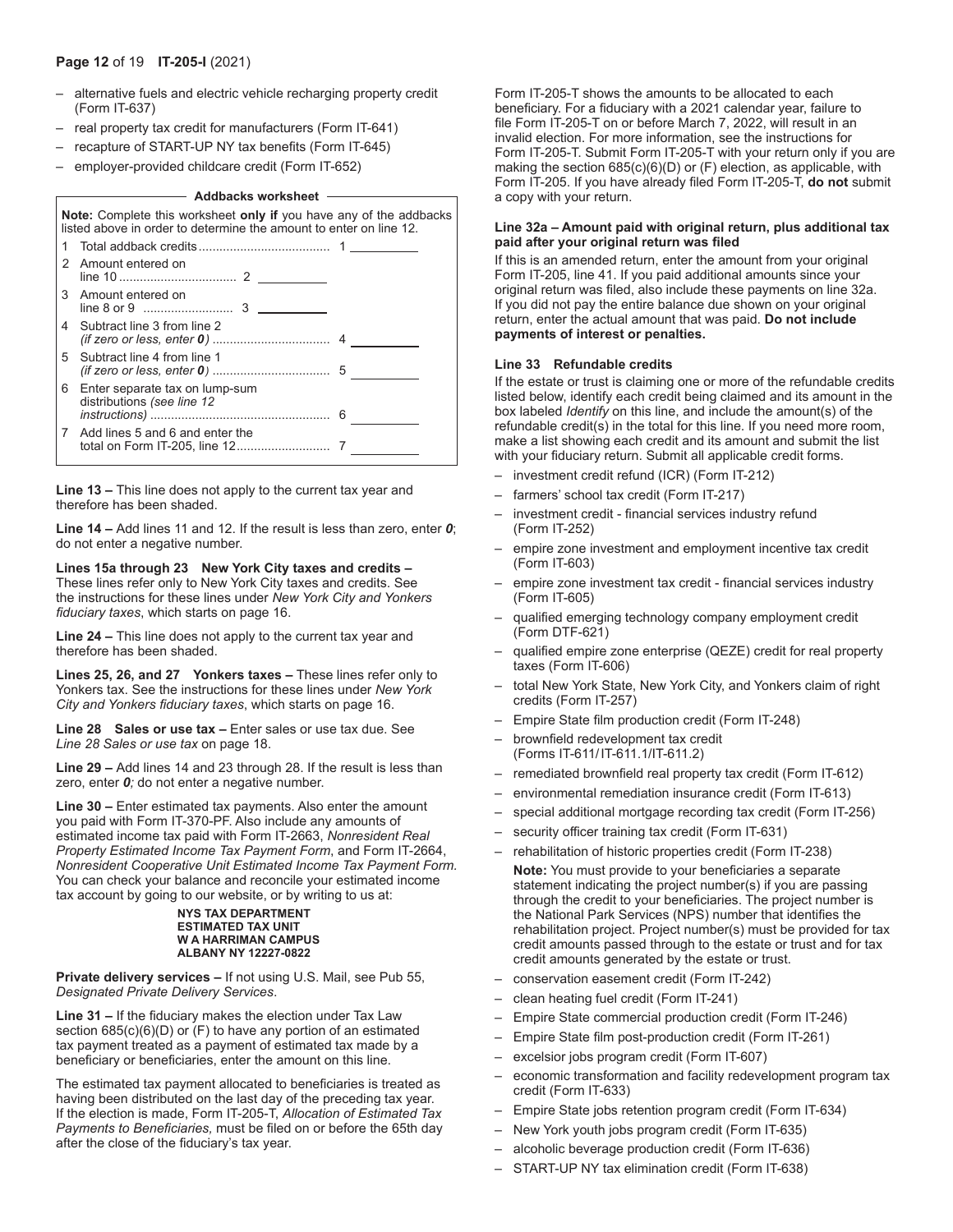– alternative fuels and electric vehicle recharging property credit (Form IT-637)
– real property tax credit for manufacturers (Form IT-641)
– recapture of START-UP NY tax benefits (Form IT-645)
– employer-provided childcare credit (Form IT-652)

**Addbacks worksheet**

**Note:** Complete this worksheet **only if** you have any of the addbacks listed above in order to determine the amount to enter on line 12.

| | | | |
|---|---|---|---|
| 1 | Total addback credits | | 1 ______ |
| 2 | Amount entered on line 10 | 2 ______ | |
| 3 | Amount entered on line 8 or 9 | 3 ______ | |
| 4 | Subtract line 3 from line 2 *(if zero or less, enter **0**)* | | 4 ______ |
| 5 | Subtract line 4 from line 1 *(if zero or less, enter **0**)* | | 5 ______ |
| 6 | Enter separate tax on lump-sum distributions *(see line 12 instructions)* | | 6 ______ |
| 7 | Add lines 5 and 6 and enter the total on Form IT-205, line 12 | | 7 ______ |

**Line 13 –** This line does not apply to the current tax year and therefore has been shaded.

**Line 14 –** Add lines 11 and 12. If the result is less than zero, enter ***0***; do not enter a negative number.

**Lines 15a through 23 New York City taxes and credits –** These lines refer only to New York City taxes and credits. See the instructions for these lines under *New York City and Yonkers fiduciary taxes*, which starts on page 16.

**Line 24 –** This line does not apply to the current tax year and therefore has been shaded.

**Lines 25, 26, and 27 Yonkers taxes –** These lines refer only to Yonkers tax. See the instructions for these lines under *New York City and Yonkers fiduciary taxes*, which starts on page 16.

**Line 28 Sales or use tax –** Enter sales or use tax due. See *Line 28 Sales or use tax* on page 18.

**Line 29 –** Add lines 14 and 23 through 28. If the result is less than zero, enter ***0***; do not enter a negative number.

**Line 30 –** Enter estimated tax payments. Also enter the amount you paid with Form IT-370-PF. Also include any amounts of estimated income tax paid with Form IT-2663, *Nonresident Real Property Estimated Income Tax Payment Form*, and Form IT-2664, *Nonresident Cooperative Unit Estimated Income Tax Payment Form.* You can check your balance and reconcile your estimated income tax account by going to our website, or by writing to us at:

**NYS TAX DEPARTMENT**
**ESTIMATED TAX UNIT**
**W A HARRIMAN CAMPUS**
**ALBANY NY 12227-0822**

**Private delivery services –** If not using U.S. Mail, see Pub 55, *Designated Private Delivery Services*.

**Line 31 –** If the fiduciary makes the election under Tax Law section 685(c)(6)(D) or (F) to have any portion of an estimated tax payment treated as a payment of estimated tax made by a beneficiary or beneficiaries, enter the amount on this line.

The estimated tax payment allocated to beneficiaries is treated as having been distributed on the last day of the preceding tax year. If the election is made, Form IT-205-T, *Allocation of Estimated Tax Payments to Beneficiaries,* must be filed on or before the 65th day after the close of the fiduciary's tax year.

Form IT-205-T shows the amounts to be allocated to each beneficiary. For a fiduciary with a 2021 calendar year, failure to file Form IT-205-T on or before March 7, 2022, will result in an invalid election. For more information, see the instructions for Form IT-205-T. Submit Form IT-205-T with your return only if you are making the section 685(c)(6)(D) or (F) election, as applicable, with Form IT-205. If you have already filed Form IT-205-T, **do not** submit a copy with your return.

**Line 32a – Amount paid with original return, plus additional tax paid after your original return was filed**

If this is an amended return, enter the amount from your original Form IT-205, line 41. If you paid additional amounts since your original return was filed, also include these payments on line 32a. If you did not pay the entire balance due shown on your original return, enter the actual amount that was paid. **Do not include payments of interest or penalties.**

**Line 33 Refundable credits**

If the estate or trust is claiming one or more of the refundable credits listed below, identify each credit being claimed and its amount in the box labeled *Identify* on this line, and include the amount(s) of the refundable credit(s) in the total for this line. If you need more room, make a list showing each credit and its amount and submit the list with your fiduciary return. Submit all applicable credit forms.

– investment credit refund (ICR) (Form IT-212)
– farmers' school tax credit (Form IT-217)
– investment credit - financial services industry refund (Form IT-252)
– empire zone investment and employment incentive tax credit (Form IT-603)
– empire zone investment tax credit - financial services industry (Form IT-605)
– qualified emerging technology company employment credit (Form DTF-621)
– qualified empire zone enterprise (QEZE) credit for real property taxes (Form IT-606)
– total New York State, New York City, and Yonkers claim of right credits (Form IT-257)
– Empire State film production credit (Form IT-248)
– brownfield redevelopment tax credit (Forms IT-611/IT-611.1/IT-611.2)
– remediated brownfield real property tax credit (Form IT-612)
– environmental remediation insurance credit (Form IT-613)
– special additional mortgage recording tax credit (Form IT-256)
– security officer training tax credit (Form IT-631)
– rehabilitation of historic properties credit (Form IT-238)

  **Note:** You must provide to your beneficiaries a separate statement indicating the project number(s) if you are passing through the credit to your beneficiaries. The project number is the National Park Services (NPS) number that identifies the rehabilitation project. Project number(s) must be provided for tax credit amounts passed through to the estate or trust and for tax credit amounts generated by the estate or trust.

– conservation easement credit (Form IT-242)
– clean heating fuel credit (Form IT-241)
– Empire State commercial production credit (Form IT-246)
– Empire State film post-production credit (Form IT-261)
– excelsior jobs program credit (Form IT-607)
– economic transformation and facility redevelopment program tax credit (Form IT-633)
– Empire State jobs retention program credit (Form IT-634)
– New York youth jobs program credit (Form IT-635)
– alcoholic beverage production credit (Form IT-636)
– START-UP NY tax elimination credit (Form IT-638)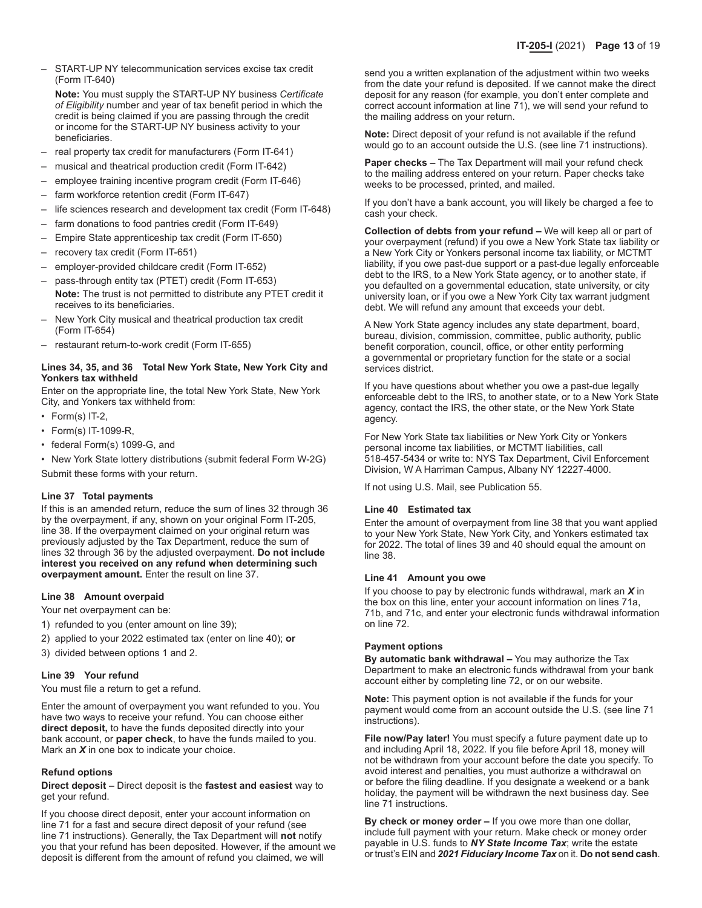– START-UP NY telecommunication services excise tax credit (Form IT-640)

**Note:** You must supply the START-UP NY business *Certificate of Eligibility* number and year of tax benefit period in which the credit is being claimed if you are passing through the credit or income for the START-UP NY business activity to your beneficiaries.

– real property tax credit for manufacturers (Form IT-641)
– musical and theatrical production credit (Form IT-642)
– employee training incentive program credit (Form IT-646)
– farm workforce retention credit (Form IT-647)
– life sciences research and development tax credit (Form IT-648)
– farm donations to food pantries credit (Form IT-649)
– Empire State apprenticeship tax credit (Form IT-650)
– recovery tax credit (Form IT-651)
– employer-provided childcare credit (Form IT-652)
– pass-through entity tax (PTET) credit (Form IT-653)

**Note:** The trust is not permitted to distribute any PTET credit it receives to its beneficiaries.

– New York City musical and theatrical production tax credit (Form IT-654)
– restaurant return-to-work credit (Form IT-655)

#### Lines 34, 35, and 36 Total New York State, New York City and Yonkers tax withheld

Enter on the appropriate line, the total New York State, New York City, and Yonkers tax withheld from:

- Form(s) IT-2,
- Form(s) IT-1099-R,
- federal Form(s) 1099-G, and
- New York State lottery distributions (submit federal Form W-2G)

Submit these forms with your return.

#### Line 37 Total payments

If this is an amended return, reduce the sum of lines 32 through 36 by the overpayment, if any, shown on your original Form IT-205, line 38. If the overpayment claimed on your original return was previously adjusted by the Tax Department, reduce the sum of lines 32 through 36 by the adjusted overpayment. **Do not include interest you received on any refund when determining such overpayment amount.** Enter the result on line 37.

#### Line 38 Amount overpaid

Your net overpayment can be:

1) refunded to you (enter amount on line 39);
2) applied to your 2022 estimated tax (enter on line 40); **or**
3) divided between options 1 and 2.

#### Line 39 Your refund

You must file a return to get a refund.

Enter the amount of overpayment you want refunded to you. You have two ways to receive your refund. You can choose either **direct deposit,** to have the funds deposited directly into your bank account, or **paper check**, to have the funds mailed to you. Mark an ***X*** in one box to indicate your choice.

#### Refund options

**Direct deposit –** Direct deposit is the **fastest and easiest** way to get your refund.

If you choose direct deposit, enter your account information on line 71 for a fast and secure direct deposit of your refund (see line 71 instructions). Generally, the Tax Department will **not** notify you that your refund has been deposited. However, if the amount we deposit is different from the amount of refund you claimed, we will send you a written explanation of the adjustment within two weeks from the date your refund is deposited. If we cannot make the direct deposit for any reason (for example, you don't enter complete and correct account information at line 71), we will send your refund to the mailing address on your return.

**Note:** Direct deposit of your refund is not available if the refund would go to an account outside the U.S. (see line 71 instructions).

**Paper checks –** The Tax Department will mail your refund check to the mailing address entered on your return. Paper checks take weeks to be processed, printed, and mailed.

If you don't have a bank account, you will likely be charged a fee to cash your check.

**Collection of debts from your refund –** We will keep all or part of your overpayment (refund) if you owe a New York State tax liability or a New York City or Yonkers personal income tax liability, or MCTMT liability, if you owe past-due support or a past-due legally enforceable debt to the IRS, to a New York State agency, or to another state, if you defaulted on a governmental education, state university, or city university loan, or if you owe a New York City tax warrant judgment debt. We will refund any amount that exceeds your debt.

A New York State agency includes any state department, board, bureau, division, commission, committee, public authority, public benefit corporation, council, office, or other entity performing a governmental or proprietary function for the state or a social services district.

If you have questions about whether you owe a past-due legally enforceable debt to the IRS, to another state, or to a New York State agency, contact the IRS, the other state, or the New York State agency.

For New York State tax liabilities or New York City or Yonkers personal income tax liabilities, or MCTMT liabilities, call 518-457-5434 or write to: NYS Tax Department, Civil Enforcement Division, W A Harriman Campus, Albany NY 12227-4000.

If not using U.S. Mail, see Publication 55.

#### Line 40 Estimated tax

Enter the amount of overpayment from line 38 that you want applied to your New York State, New York City, and Yonkers estimated tax for 2022. The total of lines 39 and 40 should equal the amount on line 38.

#### Line 41 Amount you owe

If you choose to pay by electronic funds withdrawal, mark an ***X*** in the box on this line, enter your account information on lines 71a, 71b, and 71c, and enter your electronic funds withdrawal information on line 72.

#### Payment options

**By automatic bank withdrawal –** You may authorize the Tax Department to make an electronic funds withdrawal from your bank account either by completing line 72, or on our website.

**Note:** This payment option is not available if the funds for your payment would come from an account outside the U.S. (see line 71 instructions).

**File now/Pay later!** You must specify a future payment date up to and including April 18, 2022. If you file before April 18, money will not be withdrawn from your account before the date you specify. To avoid interest and penalties, you must authorize a withdrawal on or before the filing deadline. If you designate a weekend or a bank holiday, the payment will be withdrawn the next business day. See line 71 instructions.

**By check or money order –** If you owe more than one dollar, include full payment with your return. Make check or money order payable in U.S. funds to ***NY State Income Tax***; write the estate or trust's EIN and ***2021 Fiduciary Income Tax*** on it. **Do not send cash**.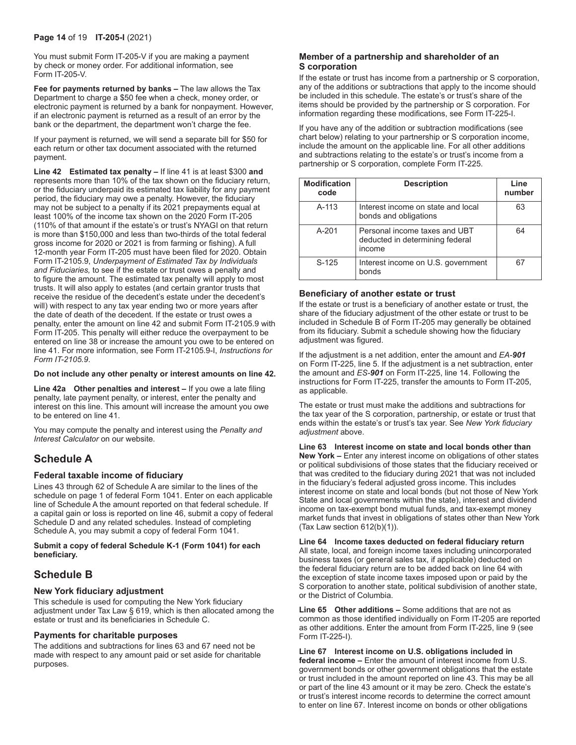You must submit Form IT-205-V if you are making a payment by check or money order. For additional information, see Form IT-205-V.

**Fee for payments returned by banks –** The law allows the Tax Department to charge a $50 fee when a check, money order, or electronic payment is returned by a bank for nonpayment. However, if an electronic payment is returned as a result of an error by the bank or the department, the department won't charge the fee.

If your payment is returned, we will send a separate bill for $50 for each return or other tax document associated with the returned payment.

**Line 42 Estimated tax penalty –** If line 41 is at least $300 **and** represents more than 10% of the tax shown on the fiduciary return, or the fiduciary underpaid its estimated tax liability for any payment period, the fiduciary may owe a penalty. However, the fiduciary may not be subject to a penalty if its 2021 prepayments equal at least 100% of the income tax shown on the 2020 Form IT-205 (110% of that amount if the estate's or trust's NYAGI on that return is more than $150,000 and less than two-thirds of the total federal gross income for 2020 or 2021 is from farming or fishing). A full 12-month year Form IT-205 must have been filed for 2020. Obtain Form IT-2105.9, *Underpayment of Estimated Tax by Individuals and Fiduciaries,* to see if the estate or trust owes a penalty and to figure the amount. The estimated tax penalty will apply to most trusts. It will also apply to estates (and certain grantor trusts that receive the residue of the decedent's estate under the decedent's will) with respect to any tax year ending two or more years after the date of death of the decedent. If the estate or trust owes a penalty, enter the amount on line 42 and submit Form IT-2105.9 with Form IT-205. This penalty will either reduce the overpayment to be entered on line 38 or increase the amount you owe to be entered on line 41. For more information, see Form IT-2105.9-I, *Instructions for Form IT-2105.9*.

**Do not include any other penalty or interest amounts on line 42.**

**Line 42a Other penalties and interest –** If you owe a late filing penalty, late payment penalty, or interest, enter the penalty and interest on this line. This amount will increase the amount you owe to be entered on line 41.

You may compute the penalty and interest using the *Penalty and Interest Calculator* on our website.

## Schedule A

### Federal taxable income of fiduciary

Lines 43 through 62 of Schedule A are similar to the lines of the schedule on page 1 of federal Form 1041. Enter on each applicable line of Schedule A the amount reported on that federal schedule. If a capital gain or loss is reported on line 46, submit a copy of federal Schedule D and any related schedules. Instead of completing Schedule A, you may submit a copy of federal Form 1041.

**Submit a copy of federal Schedule K-1 (Form 1041) for each beneficiary.**

## Schedule B

### New York fiduciary adjustment

This schedule is used for computing the New York fiduciary adjustment under Tax Law § 619, which is then allocated among the estate or trust and its beneficiaries in Schedule C.

### Payments for charitable purposes

The additions and subtractions for lines 63 and 67 need not be made with respect to any amount paid or set aside for charitable purposes.

### Member of a partnership and shareholder of an S corporation

If the estate or trust has income from a partnership or S corporation, any of the additions or subtractions that apply to the income should be included in this schedule. The estate's or trust's share of the items should be provided by the partnership or S corporation. For information regarding these modifications, see Form IT-225-I.

If you have any of the addition or subtraction modifications (see chart below) relating to your partnership or S corporation income, include the amount on the applicable line. For all other additions and subtractions relating to the estate's or trust's income from a partnership or S corporation, complete Form IT-225.

| Modification code | Description | Line number |
|---|---|---|
| A-113 | Interest income on state and local bonds and obligations | 63 |
| A-201 | Personal income taxes and UBT deducted in determining federal income | 64 |
| S-125 | Interest income on U.S. government bonds | 67 |

### Beneficiary of another estate or trust

If the estate or trust is a beneficiary of another estate or trust, the share of the fiduciary adjustment of the other estate or trust to be included in Schedule B of Form IT-205 may generally be obtained from its fiduciary. Submit a schedule showing how the fiduciary adjustment was figured.

If the adjustment is a net addition, enter the amount and *EA-**901*** on Form IT-225, line 5. If the adjustment is a net subtraction, enter the amount and *ES-**901*** on Form IT-225, line 14. Following the instructions for Form IT-225, transfer the amounts to Form IT-205, as applicable.

The estate or trust must make the additions and subtractions for the tax year of the S corporation, partnership, or estate or trust that ends within the estate's or trust's tax year. See *New York fiduciary adjustment* above.

**Line 63 Interest income on state and local bonds other than New York –** Enter any interest income on obligations of other states or political subdivisions of those states that the fiduciary received or that was credited to the fiduciary during 2021 that was not included in the fiduciary's federal adjusted gross income. This includes interest income on state and local bonds (but not those of New York State and local governments within the state), interest and dividend income on tax-exempt bond mutual funds, and tax-exempt money market funds that invest in obligations of states other than New York (Tax Law section 612(b)(1)).

**Line 64 Income taxes deducted on federal fiduciary return**
All state, local, and foreign income taxes including unincorporated business taxes (or general sales tax, if applicable) deducted on the federal fiduciary return are to be added back on line 64 with the exception of state income taxes imposed upon or paid by the S corporation to another state, political subdivision of another state, or the District of Columbia.

**Line 65 Other additions –** Some additions that are not as common as those identified individually on Form IT-205 are reported as other additions. Enter the amount from Form IT-225, line 9 (see Form IT-225-I).

**Line 67 Interest income on U.S. obligations included in federal income –** Enter the amount of interest income from U.S. government bonds or other government obligations that the estate or trust included in the amount reported on line 43. This may be all or part of the line 43 amount or it may be zero. Check the estate's or trust's interest income records to determine the correct amount to enter on line 67. Interest income on bonds or other obligations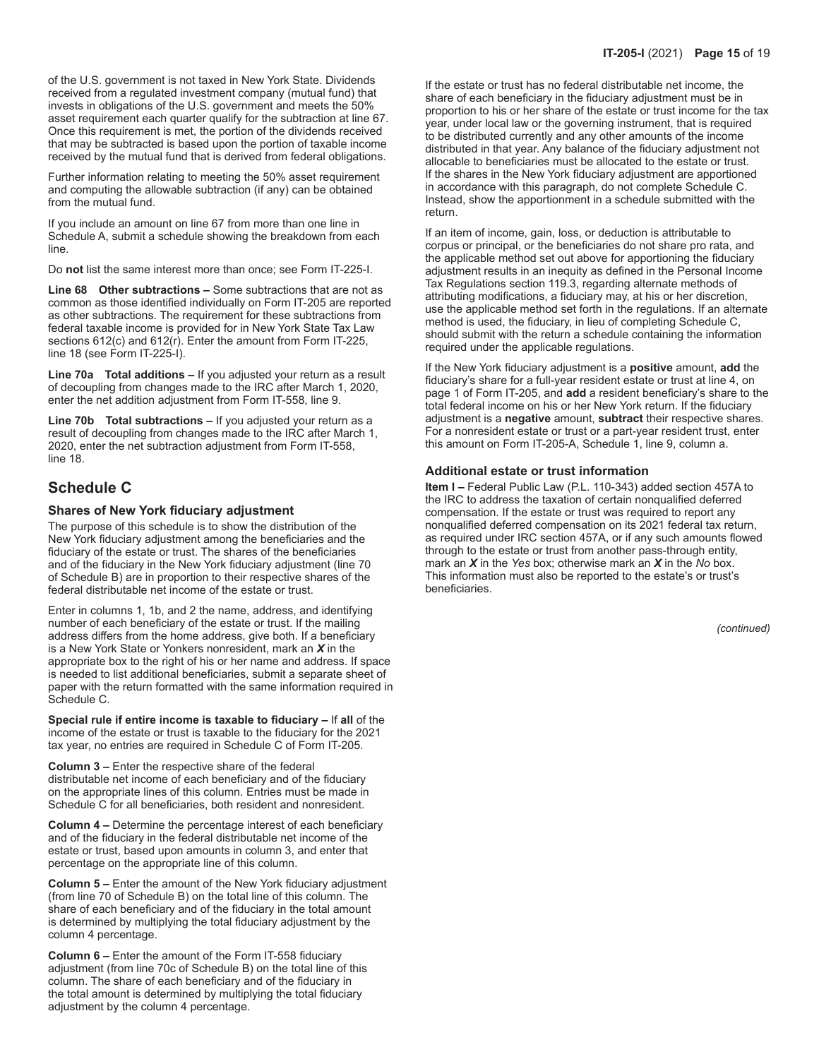of the U.S. government is not taxed in New York State. Dividends received from a regulated investment company (mutual fund) that invests in obligations of the U.S. government and meets the 50% asset requirement each quarter qualify for the subtraction at line 67. Once this requirement is met, the portion of the dividends received that may be subtracted is based upon the portion of taxable income received by the mutual fund that is derived from federal obligations.

Further information relating to meeting the 50% asset requirement and computing the allowable subtraction (if any) can be obtained from the mutual fund.

If you include an amount on line 67 from more than one line in Schedule A, submit a schedule showing the breakdown from each line.

Do **not** list the same interest more than once; see Form IT-225-I.

**Line 68 Other subtractions –** Some subtractions that are not as common as those identified individually on Form IT-205 are reported as other subtractions. The requirement for these subtractions from federal taxable income is provided for in New York State Tax Law sections 612(c) and 612(r). Enter the amount from Form IT-225, line 18 (see Form IT-225-I).

**Line 70a Total additions –** If you adjusted your return as a result of decoupling from changes made to the IRC after March 1, 2020, enter the net addition adjustment from Form IT-558, line 9.

**Line 70b Total subtractions –** If you adjusted your return as a result of decoupling from changes made to the IRC after March 1, 2020, enter the net subtraction adjustment from Form IT-558, line 18.

## Schedule C

### Shares of New York fiduciary adjustment

The purpose of this schedule is to show the distribution of the New York fiduciary adjustment among the beneficiaries and the fiduciary of the estate or trust. The shares of the beneficiaries and of the fiduciary in the New York fiduciary adjustment (line 70 of Schedule B) are in proportion to their respective shares of the federal distributable net income of the estate or trust.

Enter in columns 1, 1b, and 2 the name, address, and identifying number of each beneficiary of the estate or trust. If the mailing address differs from the home address, give both. If a beneficiary is a New York State or Yonkers nonresident, mark an ***X*** in the appropriate box to the right of his or her name and address. If space is needed to list additional beneficiaries, submit a separate sheet of paper with the return formatted with the same information required in Schedule C.

**Special rule if entire income is taxable to fiduciary –** If **all** of the income of the estate or trust is taxable to the fiduciary for the 2021 tax year, no entries are required in Schedule C of Form IT-205.

**Column 3 –** Enter the respective share of the federal distributable net income of each beneficiary and of the fiduciary on the appropriate lines of this column. Entries must be made in Schedule C for all beneficiaries, both resident and nonresident.

**Column 4 –** Determine the percentage interest of each beneficiary and of the fiduciary in the federal distributable net income of the estate or trust, based upon amounts in column 3, and enter that percentage on the appropriate line of this column.

**Column 5 –** Enter the amount of the New York fiduciary adjustment (from line 70 of Schedule B) on the total line of this column. The share of each beneficiary and of the fiduciary in the total amount is determined by multiplying the total fiduciary adjustment by the column 4 percentage.

**Column 6 –** Enter the amount of the Form IT-558 fiduciary adjustment (from line 70c of Schedule B) on the total line of this column. The share of each beneficiary and of the fiduciary in the total amount is determined by multiplying the total fiduciary adjustment by the column 4 percentage.

If the estate or trust has no federal distributable net income, the share of each beneficiary in the fiduciary adjustment must be in proportion to his or her share of the estate or trust income for the tax year, under local law or the governing instrument, that is required to be distributed currently and any other amounts of the income distributed in that year. Any balance of the fiduciary adjustment not allocable to beneficiaries must be allocated to the estate or trust. If the shares in the New York fiduciary adjustment are apportioned in accordance with this paragraph, do not complete Schedule C. Instead, show the apportionment in a schedule submitted with the return.

If an item of income, gain, loss, or deduction is attributable to corpus or principal, or the beneficiaries do not share pro rata, and the applicable method set out above for apportioning the fiduciary adjustment results in an inequity as defined in the Personal Income Tax Regulations section 119.3, regarding alternate methods of attributing modifications, a fiduciary may, at his or her discretion, use the applicable method set forth in the regulations. If an alternate method is used, the fiduciary, in lieu of completing Schedule C, should submit with the return a schedule containing the information required under the applicable regulations.

If the New York fiduciary adjustment is a **positive** amount, **add** the fiduciary's share for a full-year resident estate or trust at line 4, on page 1 of Form IT-205, and **add** a resident beneficiary's share to the total federal income on his or her New York return. If the fiduciary adjustment is a **negative** amount, **subtract** their respective shares. For a nonresident estate or trust or a part-year resident trust, enter this amount on Form IT-205-A, Schedule 1, line 9, column a.

### Additional estate or trust information

**Item I –** Federal Public Law (P.L. 110-343) added section 457A to the IRC to address the taxation of certain nonqualified deferred compensation. If the estate or trust was required to report any nonqualified deferred compensation on its 2021 federal tax return, as required under IRC section 457A, or if any such amounts flowed through to the estate or trust from another pass-through entity, mark an ***X*** in the *Yes* box; otherwise mark an ***X*** in the *No* box. This information must also be reported to the estate's or trust's beneficiaries.

*(continued)*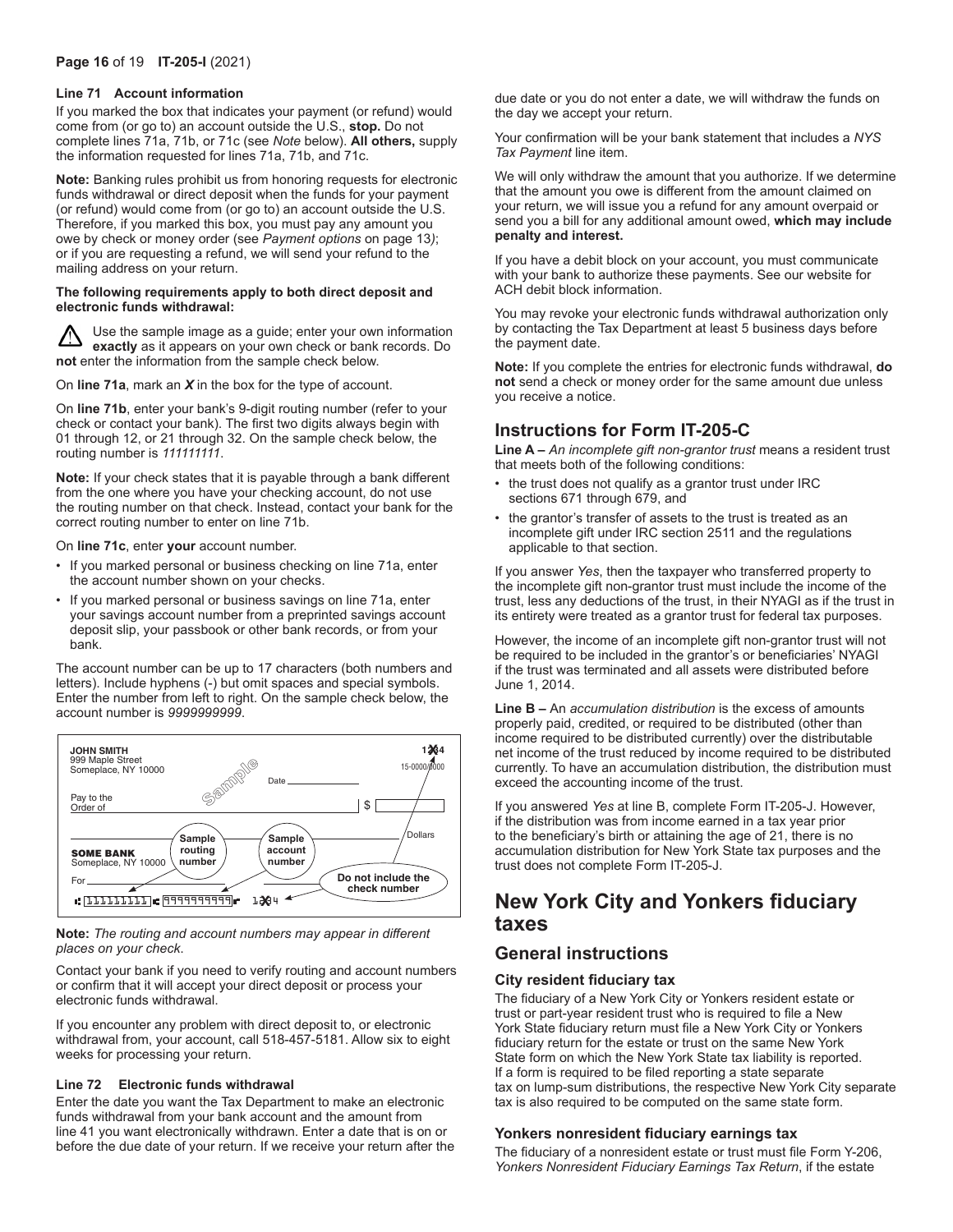#### Line 71 Account information

If you marked the box that indicates your payment (or refund) would come from (or go to) an account outside the U.S., **stop.** Do not complete lines 71a, 71b, or 71c (see *Note* below). **All others,** supply the information requested for lines 71a, 71b, and 71c.

**Note:** Banking rules prohibit us from honoring requests for electronic funds withdrawal or direct deposit when the funds for your payment (or refund) would come from (or go to) an account outside the U.S. Therefore, if you marked this box, you must pay any amount you owe by check or money order (see *Payment options* on page 13); or if you are requesting a refund, we will send your refund to the mailing address on your return.

**The following requirements apply to both direct deposit and electronic funds withdrawal:**

⚠ Use the sample image as a guide; enter your own information **exactly** as it appears on your own check or bank records. Do **not** enter the information from the sample check below.

On **line 71a**, mark an ***X*** in the box for the type of account.

On **line 71b**, enter your bank's 9-digit routing number (refer to your check or contact your bank). The first two digits always begin with 01 through 12, or 21 through 32. On the sample check below, the routing number is *111111111*.

**Note:** If your check states that it is payable through a bank different from the one where you have your checking account, do not use the routing number on that check. Instead, contact your bank for the correct routing number to enter on line 71b.

On **line 71c**, enter **your** account number.

- If you marked personal or business checking on line 71a, enter the account number shown on your checks.
- If you marked personal or business savings on line 71a, enter your savings account number from a preprinted savings account deposit slip, your passbook or other bank records, or from your bank.

The account number can be up to 17 characters (both numbers and letters). Include hyphens (-) but omit spaces and special symbols. Enter the number from left to right. On the sample check below, the account number is *9999999999*.

JOHN SMITH
999 Maple Street
Someplace, NY 10000

Sample

Date

1234
15-0000/0000

Pay to the Order of $

Dollars

SOME BANK
Someplace, NY 10000

For

Sample routing number

Sample account number

Do not include the check number

111111111 9999999999 1234

**Note:** *The routing and account numbers may appear in different places on your check.*

Contact your bank if you need to verify routing and account numbers or confirm that it will accept your direct deposit or process your electronic funds withdrawal.

If you encounter any problem with direct deposit to, or electronic withdrawal from, your account, call 518-457-5181. Allow six to eight weeks for processing your return.

#### Line 72 Electronic funds withdrawal

Enter the date you want the Tax Department to make an electronic funds withdrawal from your bank account and the amount from line 41 you want electronically withdrawn. Enter a date that is on or before the due date of your return. If we receive your return after the due date or you do not enter a date, we will withdraw the funds on the day we accept your return.

Your confirmation will be your bank statement that includes a *NYS Tax Payment* line item.

We will only withdraw the amount that you authorize. If we determine that the amount you owe is different from the amount claimed on your return, we will issue you a refund for any amount overpaid or send you a bill for any additional amount owed, **which may include penalty and interest.**

If you have a debit block on your account, you must communicate with your bank to authorize these payments. See our website for ACH debit block information.

You may revoke your electronic funds withdrawal authorization only by contacting the Tax Department at least 5 business days before the payment date.

**Note:** If you complete the entries for electronic funds withdrawal, **do not** send a check or money order for the same amount due unless you receive a notice.

## Instructions for Form IT-205-C

**Line A –** *An incomplete gift non-grantor trust* means a resident trust that meets both of the following conditions:

- the trust does not qualify as a grantor trust under IRC sections 671 through 679, and
- the grantor's transfer of assets to the trust is treated as an incomplete gift under IRC section 2511 and the regulations applicable to that section.

If you answer *Yes*, then the taxpayer who transferred property to the incomplete gift non-grantor trust must include the income of the trust, less any deductions of the trust, in their NYAGI as if the trust in its entirety were treated as a grantor trust for federal tax purposes.

However, the income of an incomplete gift non-grantor trust will not be required to be included in the grantor's or beneficiaries' NYAGI if the trust was terminated and all assets were distributed before June 1, 2014.

**Line B –** An *accumulation distribution* is the excess of amounts properly paid, credited, or required to be distributed (other than income required to be distributed currently) over the distributable net income of the trust reduced by income required to be distributed currently. To have an accumulation distribution, the distribution must exceed the accounting income of the trust.

If you answered *Yes* at line B, complete Form IT-205-J. However, if the distribution was from income earned in a tax year prior to the beneficiary's birth or attaining the age of 21, there is no accumulation distribution for New York State tax purposes and the trust does not complete Form IT-205-J.

# New York City and Yonkers fiduciary taxes

## General instructions

### City resident fiduciary tax

The fiduciary of a New York City or Yonkers resident estate or trust or part-year resident trust who is required to file a New York State fiduciary return must file a New York City or Yonkers fiduciary return for the estate or trust on the same New York State form on which the New York State tax liability is reported. If a form is required to be filed reporting a state separate tax on lump-sum distributions, the respective New York City separate tax is also required to be computed on the same state form.

### Yonkers nonresident fiduciary earnings tax

The fiduciary of a nonresident estate or trust must file Form Y-206, *Yonkers Nonresident Fiduciary Earnings Tax Return*, if the estate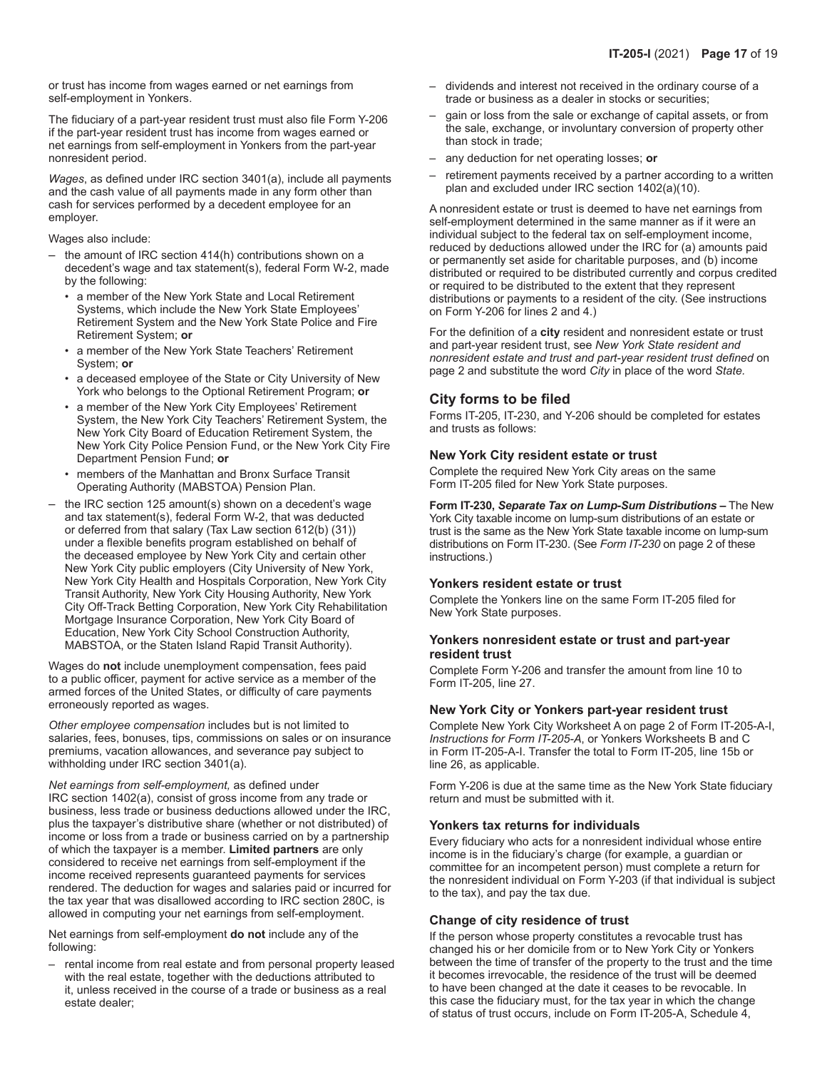or trust has income from wages earned or net earnings from self-employment in Yonkers.

The fiduciary of a part-year resident trust must also file Form Y-206 if the part-year resident trust has income from wages earned or net earnings from self-employment in Yonkers from the part-year nonresident period.

*Wages*, as defined under IRC section 3401(a), include all payments and the cash value of all payments made in any form other than cash for services performed by a decedent employee for an employer.

Wages also include:

- the amount of IRC section 414(h) contributions shown on a decedent's wage and tax statement(s), federal Form W-2, made by the following:
  - a member of the New York State and Local Retirement Systems, which include the New York State Employees' Retirement System and the New York State Police and Fire Retirement System; **or**
  - a member of the New York State Teachers' Retirement System; **or**
  - a deceased employee of the State or City University of New York who belongs to the Optional Retirement Program; **or**
  - a member of the New York City Employees' Retirement System, the New York City Teachers' Retirement System, the New York City Board of Education Retirement System, the New York City Police Pension Fund, or the New York City Fire Department Pension Fund; **or**
  - members of the Manhattan and Bronx Surface Transit Operating Authority (MABSTOA) Pension Plan.
- the IRC section 125 amount(s) shown on a decedent's wage and tax statement(s), federal Form W-2, that was deducted or deferred from that salary (Tax Law section 612(b) (31)) under a flexible benefits program established on behalf of the deceased employee by New York City and certain other New York City public employers (City University of New York, New York City Health and Hospitals Corporation, New York City Transit Authority, New York City Housing Authority, New York City Off-Track Betting Corporation, New York City Rehabilitation Mortgage Insurance Corporation, New York City Board of Education, New York City School Construction Authority, MABSTOA, or the Staten Island Rapid Transit Authority).

Wages do **not** include unemployment compensation, fees paid to a public officer, payment for active service as a member of the armed forces of the United States, or difficulty of care payments erroneously reported as wages.

*Other employee compensation* includes but is not limited to salaries, fees, bonuses, tips, commissions on sales or on insurance premiums, vacation allowances, and severance pay subject to withholding under IRC section 3401(a).

*Net earnings from self-employment,* as defined under IRC section 1402(a), consist of gross income from any trade or business, less trade or business deductions allowed under the IRC, plus the taxpayer's distributive share (whether or not distributed) of income or loss from a trade or business carried on by a partnership of which the taxpayer is a member. **Limited partners** are only considered to receive net earnings from self-employment if the income received represents guaranteed payments for services rendered. The deduction for wages and salaries paid or incurred for the tax year that was disallowed according to IRC section 280C, is allowed in computing your net earnings from self-employment.

Net earnings from self-employment **do not** include any of the following:

- rental income from real estate and from personal property leased with the real estate, together with the deductions attributed to it, unless received in the course of a trade or business as a real estate dealer;
- dividends and interest not received in the ordinary course of a trade or business as a dealer in stocks or securities;
- gain or loss from the sale or exchange of capital assets, or from the sale, exchange, or involuntary conversion of property other than stock in trade;
- any deduction for net operating losses; **or**
- retirement payments received by a partner according to a written plan and excluded under IRC section 1402(a)(10).

A nonresident estate or trust is deemed to have net earnings from self-employment determined in the same manner as if it were an individual subject to the federal tax on self-employment income, reduced by deductions allowed under the IRC for (a) amounts paid or permanently set aside for charitable purposes, and (b) income distributed or required to be distributed currently and corpus credited or required to be distributed to the extent that they represent distributions or payments to a resident of the city. (See instructions on Form Y-206 for lines 2 and 4.)

For the definition of a **city** resident and nonresident estate or trust and part-year resident trust, see *New York State resident and nonresident estate and trust and part-year resident trust defined* on page 2 and substitute the word *City* in place of the word *State.*

## City forms to be filed

Forms IT-205, IT-230, and Y-206 should be completed for estates and trusts as follows:

### New York City resident estate or trust

Complete the required New York City areas on the same Form IT-205 filed for New York State purposes.

**Form IT-230,** ***Separate Tax on Lump-Sum Distributions*** **–** The New York City taxable income on lump-sum distributions of an estate or trust is the same as the New York State taxable income on lump-sum distributions on Form IT-230. (See *Form IT-230* on page 2 of these instructions.)

### Yonkers resident estate or trust

Complete the Yonkers line on the same Form IT-205 filed for New York State purposes.

### Yonkers nonresident estate or trust and part-year resident trust

Complete Form Y-206 and transfer the amount from line 10 to Form IT-205, line 27.

### New York City or Yonkers part-year resident trust

Complete New York City Worksheet A on page 2 of Form IT-205-A-I, *Instructions for Form IT-205-A*, or Yonkers Worksheets B and C in Form IT-205-A-I. Transfer the total to Form IT-205, line 15b or line 26, as applicable.

Form Y-206 is due at the same time as the New York State fiduciary return and must be submitted with it.

### Yonkers tax returns for individuals

Every fiduciary who acts for a nonresident individual whose entire income is in the fiduciary's charge (for example, a guardian or committee for an incompetent person) must complete a return for the nonresident individual on Form Y-203 (if that individual is subject to the tax), and pay the tax due.

### Change of city residence of trust

If the person whose property constitutes a revocable trust has changed his or her domicile from or to New York City or Yonkers between the time of transfer of the property to the trust and the time it becomes irrevocable, the residence of the trust will be deemed to have been changed at the date it ceases to be revocable. In this case the fiduciary must, for the tax year in which the change of status of trust occurs, include on Form IT-205-A, Schedule 4,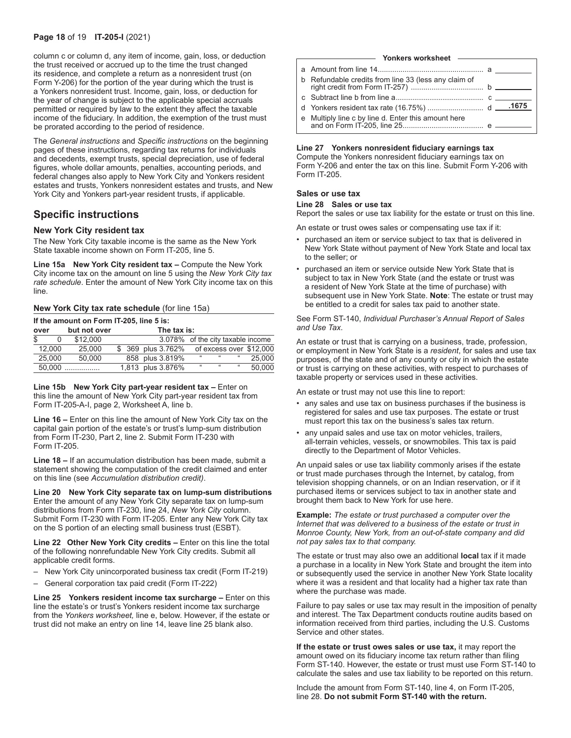column c or column d, any item of income, gain, loss, or deduction the trust received or accrued up to the time the trust changed its residence, and complete a return as a nonresident trust (on Form Y-206) for the portion of the year during which the trust is a Yonkers nonresident trust. Income, gain, loss, or deduction for the year of change is subject to the applicable special accruals permitted or required by law to the extent they affect the taxable income of the fiduciary. In addition, the exemption of the trust must be prorated according to the period of residence.

The *General instructions* and *Specific instructions* on the beginning pages of these instructions, regarding tax returns for individuals and decedents, exempt trusts, special depreciation, use of federal figures, whole dollar amounts, penalties, accounting periods, and federal changes also apply to New York City and Yonkers resident estates and trusts, Yonkers nonresident estates and trusts, and New York City and Yonkers part-year resident trusts, if applicable.

## Specific instructions

### New York City resident tax

The New York City taxable income is the same as the New York State taxable income shown on Form IT-205, line 5.

**Line 15a New York City resident tax –** Compute the New York City income tax on the amount on line 5 using the *New York City tax rate schedule*. Enter the amount of New York City income tax on this line.

**New York City tax rate schedule** (for line 15a)

| If the amount on Form IT-205, line 5 is: over | but not over | The tax is: | |
|---|---|---|---|
| $ 0 | $12,000 | 3.078% | of the city taxable income |
| 12,000 | 25,000 | $ 369 plus 3.762% | of excess over $12,000 |
| 25,000 | 50,000 | 858 plus 3.819% | " " " 25,000 |
| 50,000 | ................. | 1,813 plus 3.876% | " " " 50,000 |

**Line 15b New York City part-year resident tax –** Enter on this line the amount of New York City part-year resident tax from Form IT-205-A-I, page 2, Worksheet A, line b.

**Line 16 –** Enter on this line the amount of New York City tax on the capital gain portion of the estate's or trust's lump-sum distribution from Form IT-230, Part 2, line 2. Submit Form IT-230 with Form IT-205.

**Line 18 –** If an accumulation distribution has been made, submit a statement showing the computation of the credit claimed and enter on this line (see *Accumulation distribution credit)*.

**Line 20 New York City separate tax on lump-sum distributions** Enter the amount of any New York City separate tax on lump-sum distributions from Form IT-230, line 24, *New York City* column. Submit Form IT-230 with Form IT-205. Enter any New York City tax on the S portion of an electing small business trust (ESBT).

**Line 22 Other New York City credits –** Enter on this line the total of the following nonrefundable New York City credits. Submit all applicable credit forms.

- New York City unincorporated business tax credit (Form IT-219)
- General corporation tax paid credit (Form IT-222)

**Line 25 Yonkers resident income tax surcharge –** Enter on this line the estate's or trust's Yonkers resident income tax surcharge from the *Yonkers worksheet,* line e, below. However, if the estate or trust did not make an entry on line 14, leave line 25 blank also.

**Yonkers worksheet**

| | | | |
|---|---|---|---|
| a | Amount from line 14 .................................................. | a | |
| b | Refundable credits from line 33 (less any claim of right credit from Form IT-257) .................................. | b | |
| c | Subtract line b from line a .............................................. | c | |
| d | Yonkers resident tax rate (16.75%) .......................... | d | .1675 |
| e | Multiply line c by line d. Enter this amount here and on Form IT-205, line 25 ....................................... | e | |

**Line 27 Yonkers nonresident fiduciary earnings tax**
Compute the Yonkers nonresident fiduciary earnings tax on Form Y-206 and enter the tax on this line. Submit Form Y-206 with Form IT-205.

### Sales or use tax

**Line 28 Sales or use tax**
Report the sales or use tax liability for the estate or trust on this line.

An estate or trust owes sales or compensating use tax if it:

- purchased an item or service subject to tax that is delivered in New York State without payment of New York State and local tax to the seller; or
- purchased an item or service outside New York State that is subject to tax in New York State (and the estate or trust was a resident of New York State at the time of purchase) with subsequent use in New York State. **Note**: The estate or trust may be entitled to a credit for sales tax paid to another state.

See Form ST-140, *Individual Purchaser's Annual Report of Sales and Use Tax*.

An estate or trust that is carrying on a business, trade, profession, or employment in New York State is a *resident*, for sales and use tax purposes, of the state and of any county or city in which the estate or trust is carrying on these activities, with respect to purchases of taxable property or services used in these activities.

An estate or trust may not use this line to report:

- any sales and use tax on business purchases if the business is registered for sales and use tax purposes. The estate or trust must report this tax on the business's sales tax return.
- any unpaid sales and use tax on motor vehicles, trailers, all-terrain vehicles, vessels, or snowmobiles. This tax is paid directly to the Department of Motor Vehicles.

An unpaid sales or use tax liability commonly arises if the estate or trust made purchases through the Internet, by catalog, from television shopping channels, or on an Indian reservation, or if it purchased items or services subject to tax in another state and brought them back to New York for use here.

**Example:** *The estate or trust purchased a computer over the Internet that was delivered to a business of the estate or trust in Monroe County, New York, from an out-of-state company and did not pay sales tax to that company.*

The estate or trust may also owe an additional **local** tax if it made a purchase in a locality in New York State and brought the item into or subsequently used the service in another New York State locality where it was a resident and that locality had a higher tax rate than where the purchase was made.

Failure to pay sales or use tax may result in the imposition of penalty and interest. The Tax Department conducts routine audits based on information received from third parties, including the U.S. Customs Service and other states.

**If the estate or trust owes sales or use tax,** it may report the amount owed on its fiduciary income tax return rather than filing Form ST-140. However, the estate or trust must use Form ST-140 to calculate the sales and use tax liability to be reported on this return.

Include the amount from Form ST-140, line 4, on Form IT-205, line 28. **Do not submit Form ST-140 with the return.**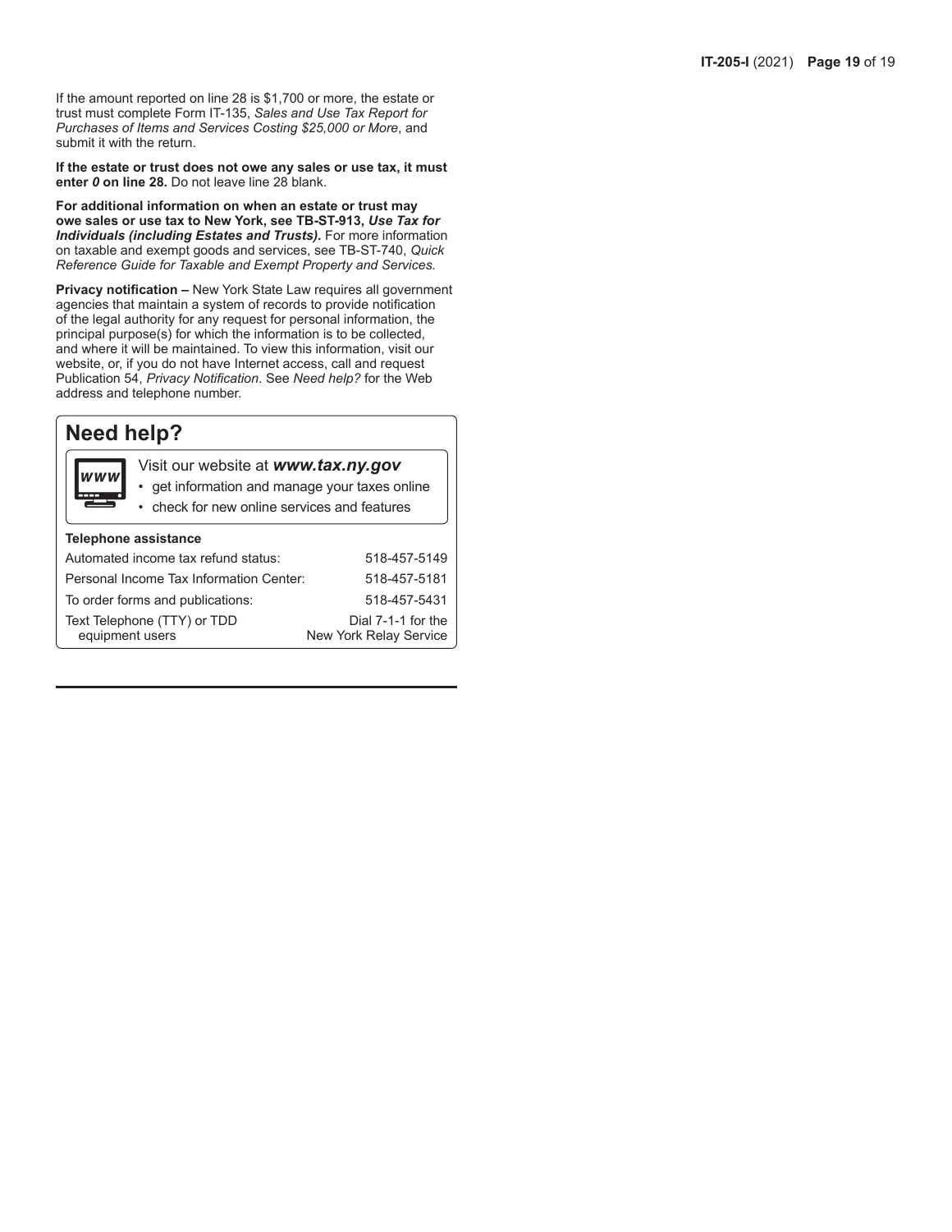If the amount reported on line 28 is $1,700 or more, the estate or trust must complete Form IT-135, *Sales and Use Tax Report for Purchases of Items and Services Costing $25,000 or More*, and submit it with the return.

**If the estate or trust does not owe any sales or use tax, it must enter *0* on line 28.** Do not leave line 28 blank.

**For additional information on when an estate or trust may owe sales or use tax to New York, see TB-ST-913, *Use Tax for Individuals (including Estates and Trusts)*.** For more information on taxable and exempt goods and services, see TB-ST-740, *Quick Reference Guide for Taxable and Exempt Property and Services.*

**Privacy notification –** New York State Law requires all government agencies that maintain a system of records to provide notification of the legal authority for any request for personal information, the principal purpose(s) for which the information is to be collected, and where it will be maintained. To view this information, visit our website, or, if you do not have Internet access, call and request Publication 54, *Privacy Notification*. See *Need help?* for the Web address and telephone number.

## Need help?

Visit our website at ***www.tax.ny.gov***

- get information and manage your taxes online
- check for new online services and features

**Telephone assistance**

| | |
|---|---|
| Automated income tax refund status: | 518-457-5149 |
| Personal Income Tax Information Center: | 518-457-5181 |
| To order forms and publications: | 518-457-5431 |
| Text Telephone (TTY) or TDD equipment users | Dial 7-1-1 for the New York Relay Service |